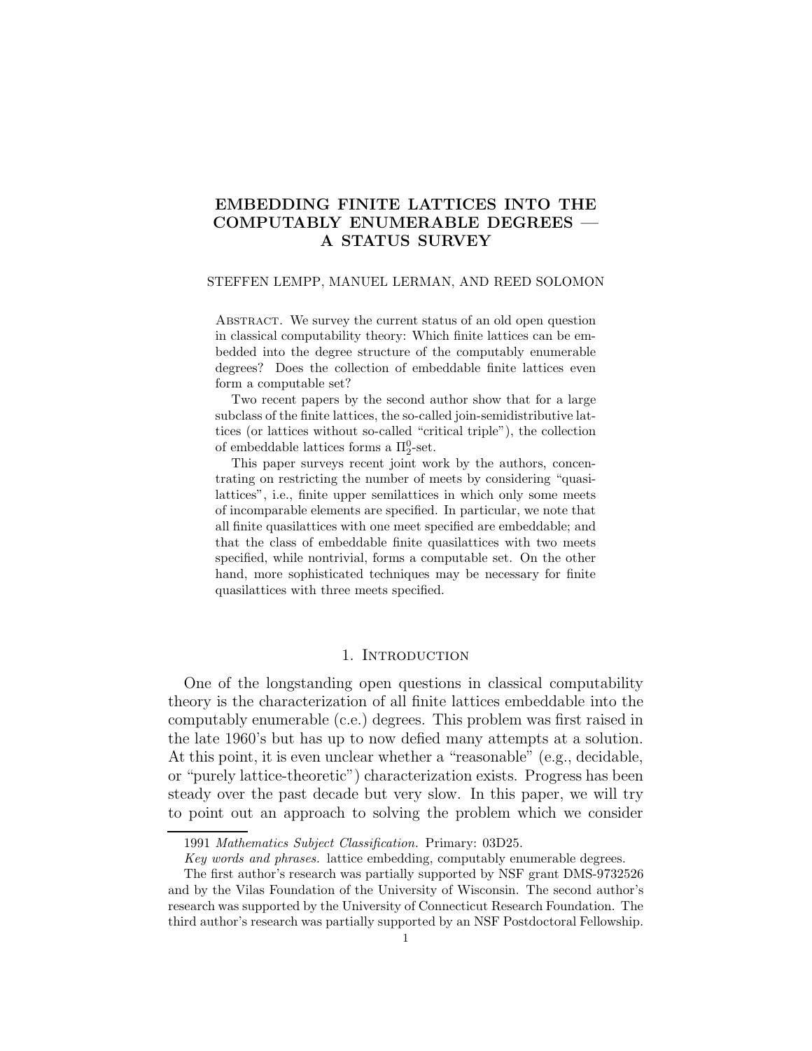# EMBEDDING FINITE LATTICES INTO THE COMPUTABLY ENUMERABLE DEGREES — A STATUS SURVEY

STEFFEN LEMPP, MANUEL LERMAN, AND REED SOLOMON

Abstract. We survey the current status of an old open question in classical computability theory: Which finite lattices can be embedded into the degree structure of the computably enumerable degrees? Does the collection of embeddable finite lattices even form a computable set?

Two recent papers by the second author show that for a large subclass of the finite lattices, the so-called join-semidistributive lattices (or lattices without so-called "critical triple"), the collection of embeddable lattices forms a $\Pi^0_2$-set.

This paper surveys recent joint work by the authors, concentrating on restricting the number of meets by considering "quasi-lattices", i.e., finite upper semilattices in which only some meets of incomparable elements are specified. In particular, we note that all finite quasilattices with one meet specified are embeddable; and that the class of embeddable finite quasilattices with two meets specified, while nontrivial, forms a computable set. On the other hand, more sophisticated techniques may be necessary for finite quasilattices with three meets specified.

## 1. Introduction

One of the longstanding open questions in classical computability theory is the characterization of all finite lattices embeddable into the computably enumerable (c.e.) degrees. This problem was first raised in the late 1960's but has up to now defied many attempts at a solution. At this point, it is even unclear whether a "reasonable" (e.g., decidable, or "purely lattice-theoretic") characterization exists. Progress has been steady over the past decade but very slow. In this paper, we will try to point out an approach to solving the problem which we consider

---

1991 *Mathematics Subject Classification.* Primary: 03D25.

*Key words and phrases.* lattice embedding, computably enumerable degrees.

The first author's research was partially supported by NSF grant DMS-9732526 and by the Vilas Foundation of the University of Wisconsin. The second author's research was supported by the University of Connecticut Research Foundation. The third author's research was partially supported by an NSF Postdoctoral Fellowship.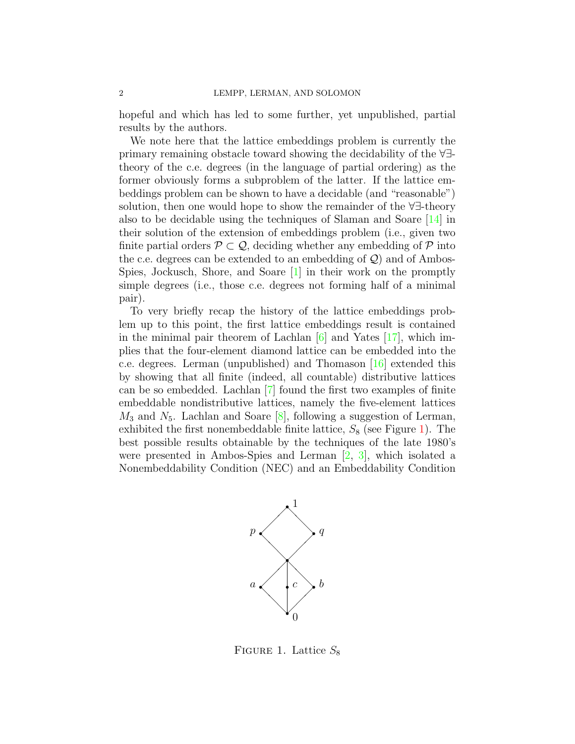hopeful and which has led to some further, yet unpublished, partial results by the authors.

We note here that the lattice embeddings problem is currently the primary remaining obstacle toward showing the decidability of the $\forall\exists$-theory of the c.e. degrees (in the language of partial ordering) as the former obviously forms a subproblem of the latter. If the lattice embeddings problem can be shown to have a decidable (and "reasonable") solution, then one would hope to show the remainder of the $\forall\exists$-theory also to be decidable using the techniques of Slaman and Soare [14] in their solution of the extension of embeddings problem (i.e., given two finite partial orders $\mathcal{P} \subset \mathcal{Q}$, deciding whether any embedding of $\mathcal{P}$ into the c.e. degrees can be extended to an embedding of $\mathcal{Q}$) and of Ambos-Spies, Jockusch, Shore, and Soare [1] in their work on the promptly simple degrees (i.e., those c.e. degrees not forming half of a minimal pair).

To very briefly recap the history of the lattice embeddings problem up to this point, the first lattice embeddings result is contained in the minimal pair theorem of Lachlan [6] and Yates [17], which implies that the four-element diamond lattice can be embedded into the c.e. degrees. Lerman (unpublished) and Thomason [16] extended this by showing that all finite (indeed, all countable) distributive lattices can be so embedded. Lachlan [7] found the first two examples of finite embeddable nondistributive lattices, namely the five-element lattices $M_3$ and $N_5$. Lachlan and Soare [8], following a suggestion of Lerman, exhibited the first nonembeddable finite lattice, $S_8$ (see Figure 1). The best possible results obtainable by the techniques of the late 1980's were presented in Ambos-Spies and Lerman [2, 3], which isolated a Nonembeddability Condition (NEC) and an Embeddability Condition

FIGURE 1. Lattice $S_8$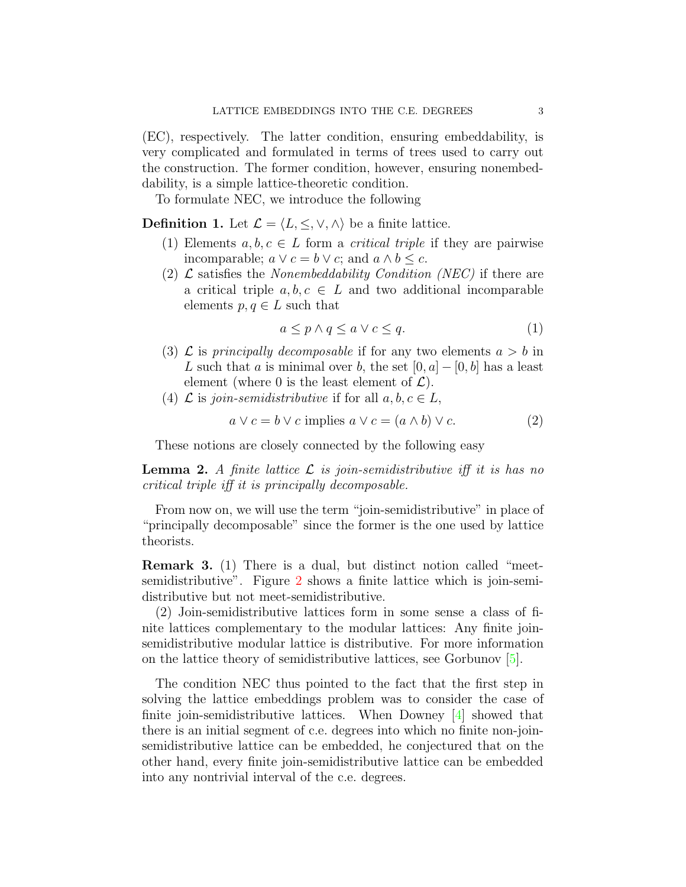(EC), respectively. The latter condition, ensuring embeddability, is very complicated and formulated in terms of trees used to carry out the construction. The former condition, however, ensuring nonembeddability, is a simple lattice-theoretic condition.

To formulate NEC, we introduce the following

**Definition 1.** Let $\mathcal{L} = \langle L, \leq, \vee, \wedge \rangle$ be a finite lattice.

1. Elements $a, b, c \in L$ form a *critical triple* if they are pairwise incomparable; $a \vee c = b \vee c$; and $a \wedge b \leq c$.
2. $\mathcal{L}$ satisfies the *Nonembeddability Condition (NEC)* if there are a critical triple $a, b, c \in L$ and two additional incomparable elements $p, q \in L$ such that
$$a \leq p \wedge q \leq a \vee c \leq q. \tag{1}$$
3. $\mathcal{L}$ is *principally decomposable* if for any two elements $a > b$ in $L$ such that $a$ is minimal over $b$, the set $[0, a] - [0, b]$ has a least element (where 0 is the least element of $\mathcal{L}$).
4. $\mathcal{L}$ is *join-semidistributive* if for all $a, b, c \in L$,
$$a \vee c = b \vee c \text{ implies } a \vee c = (a \wedge b) \vee c. \tag{2}$$

These notions are closely connected by the following easy

**Lemma 2.** *A finite lattice $\mathcal{L}$ is join-semidistributive iff it is has no critical triple iff it is principally decomposable.*

From now on, we will use the term "join-semidistributive" in place of "principally decomposable" since the former is the one used by lattice theorists.

**Remark 3.** (1) There is a dual, but distinct notion called "meet-semidistributive". Figure 2 shows a finite lattice which is join-semidistributive but not meet-semidistributive.

(2) Join-semidistributive lattices form in some sense a class of finite lattices complementary to the modular lattices: Any finite join-semidistributive modular lattice is distributive. For more information on the lattice theory of semidistributive lattices, see Gorbunov [5].

The condition NEC thus pointed to the fact that the first step in solving the lattice embeddings problem was to consider the case of finite join-semidistributive lattices. When Downey [4] showed that there is an initial segment of c.e. degrees into which no finite non-join-semidistributive lattice can be embedded, he conjectured that on the other hand, every finite join-semidistributive lattice can be embedded into any nontrivial interval of the c.e. degrees.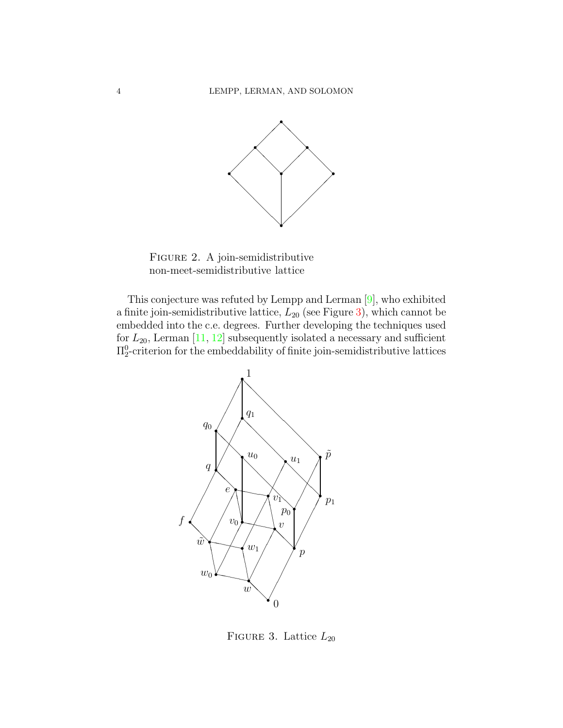FIGURE 2. A join-semidistributive non-meet-semidistributive lattice

This conjecture was refuted by Lempp and Lerman [9], who exhibited a finite join-semidistributive lattice, $L_{20}$ (see Figure 3), which cannot be embedded into the c.e. degrees. Further developing the techniques used for $L_{20}$, Lerman [11, 12] subsequently isolated a necessary and sufficient $\Pi^0_2$-criterion for the embeddability of finite join-semidistributive lattices

FIGURE 3. Lattice $L_{20}$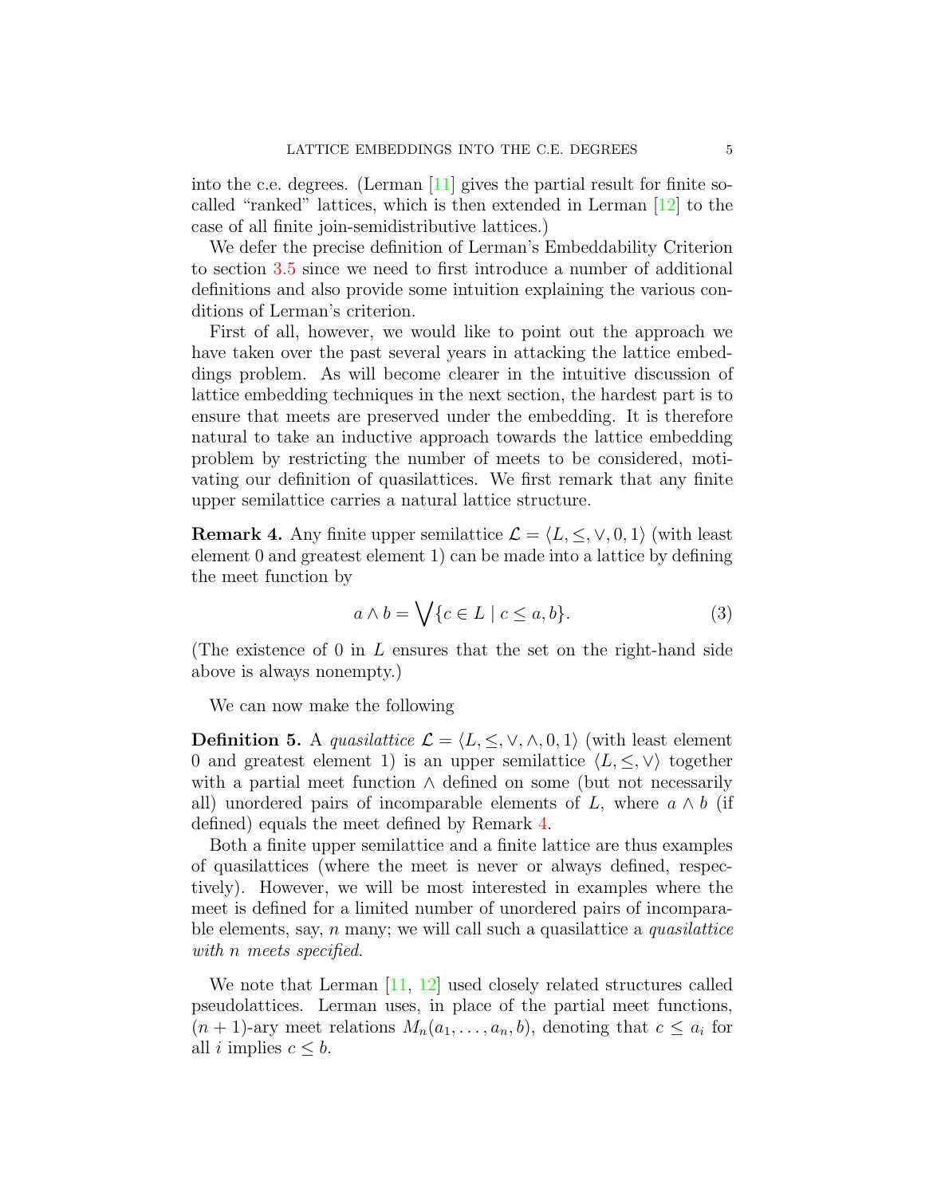into the c.e. degrees. (Lerman [11] gives the partial result for finite so-called "ranked" lattices, which is then extended in Lerman [12] to the case of all finite join-semidistributive lattices.)

We defer the precise definition of Lerman's Embeddability Criterion to section 3.5 since we need to first introduce a number of additional definitions and also provide some intuition explaining the various conditions of Lerman's criterion.

First of all, however, we would like to point out the approach we have taken over the past several years in attacking the lattice embeddings problem. As will become clearer in the intuitive discussion of lattice embedding techniques in the next section, the hardest part is to ensure that meets are preserved under the embedding. It is therefore natural to take an inductive approach towards the lattice embedding problem by restricting the number of meets to be considered, motivating our definition of quasilattices. We first remark that any finite upper semilattice carries a natural lattice structure.

**Remark 4.** Any finite upper semilattice $\mathcal{L} = \langle L, \leq, \vee, 0, 1\rangle$ (with least element 0 and greatest element 1) can be made into a lattice by defining the meet function by

$$a \wedge b = \bigvee\{c \in L \mid c \leq a, b\}. \tag{3}$$

(The existence of 0 in $L$ ensures that the set on the right-hand side above is always nonempty.)

We can now make the following

**Definition 5.** A *quasilattice* $\mathcal{L} = \langle L, \leq, \vee, \wedge, 0, 1\rangle$ (with least element 0 and greatest element 1) is an upper semilattice $\langle L, \leq, \vee\rangle$ together with a partial meet function $\wedge$ defined on some (but not necessarily all) unordered pairs of incomparable elements of $L$, where $a \wedge b$ (if defined) equals the meet defined by Remark 4.

Both a finite upper semilattice and a finite lattice are thus examples of quasilattices (where the meet is never or always defined, respectively). However, we will be most interested in examples where the meet is defined for a limited number of unordered pairs of incomparable elements, say, $n$ many; we will call such a quasilattice a *quasilattice with $n$ meets specified*.

We note that Lerman [11, 12] used closely related structures called pseudolattices. Lerman uses, in place of the partial meet functions, $(n+1)$-ary meet relations $M_n(a_1, \ldots, a_n, b)$, denoting that $c \leq a_i$ for all $i$ implies $c \leq b$.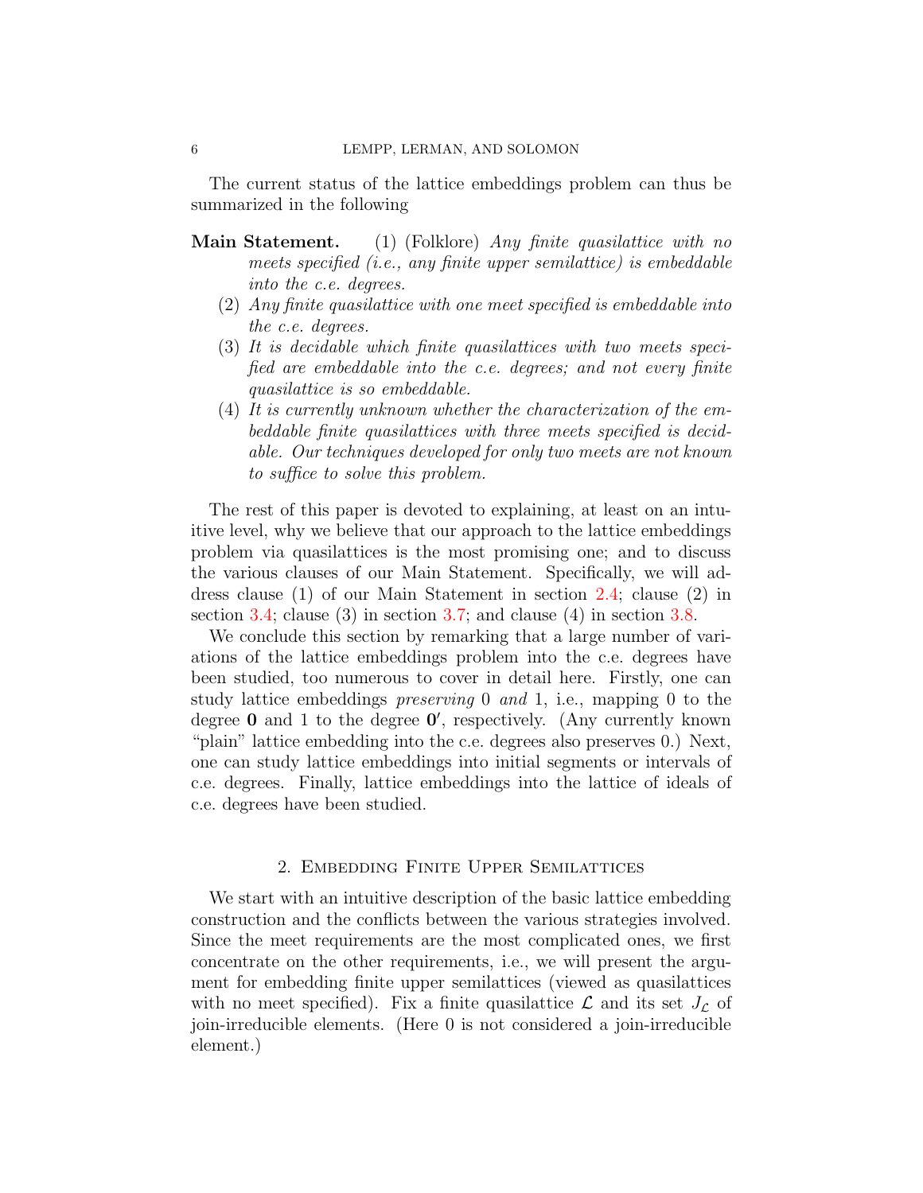The current status of the lattice embeddings problem can thus be summarized in the following

**Main Statement.** (1) (Folklore) *Any finite quasilattice with no meets specified (i.e., any finite upper semilattice) is embeddable into the c.e. degrees.*

(2) *Any finite quasilattice with one meet specified is embeddable into the c.e. degrees.*

(3) *It is decidable which finite quasilattices with two meets specified are embeddable into the c.e. degrees; and not every finite quasilattice is so embeddable.*

(4) *It is currently unknown whether the characterization of the embeddable finite quasilattices with three meets specified is decidable. Our techniques developed for only two meets are not known to suffice to solve this problem.*

The rest of this paper is devoted to explaining, at least on an intuitive level, why we believe that our approach to the lattice embeddings problem via quasilattices is the most promising one; and to discuss the various clauses of our Main Statement. Specifically, we will address clause (1) of our Main Statement in section 2.4; clause (2) in section 3.4; clause (3) in section 3.7; and clause (4) in section 3.8.

We conclude this section by remarking that a large number of variations of the lattice embeddings problem into the c.e. degrees have been studied, too numerous to cover in detail here. Firstly, one can study lattice embeddings *preserving* 0 *and* 1, i.e., mapping 0 to the degree $\mathbf{0}$ and 1 to the degree $\mathbf{0}'$, respectively. (Any currently known "plain" lattice embedding into the c.e. degrees also preserves 0.) Next, one can study lattice embeddings into initial segments or intervals of c.e. degrees. Finally, lattice embeddings into the lattice of ideals of c.e. degrees have been studied.

## 2. Embedding Finite Upper Semilattices

We start with an intuitive description of the basic lattice embedding construction and the conflicts between the various strategies involved. Since the meet requirements are the most complicated ones, we first concentrate on the other requirements, i.e., we will present the argument for embedding finite upper semilattices (viewed as quasilattices with no meet specified). Fix a finite quasilattice $\mathcal{L}$ and its set $J_{\mathcal{L}}$ of join-irreducible elements. (Here 0 is not considered a join-irreducible element.)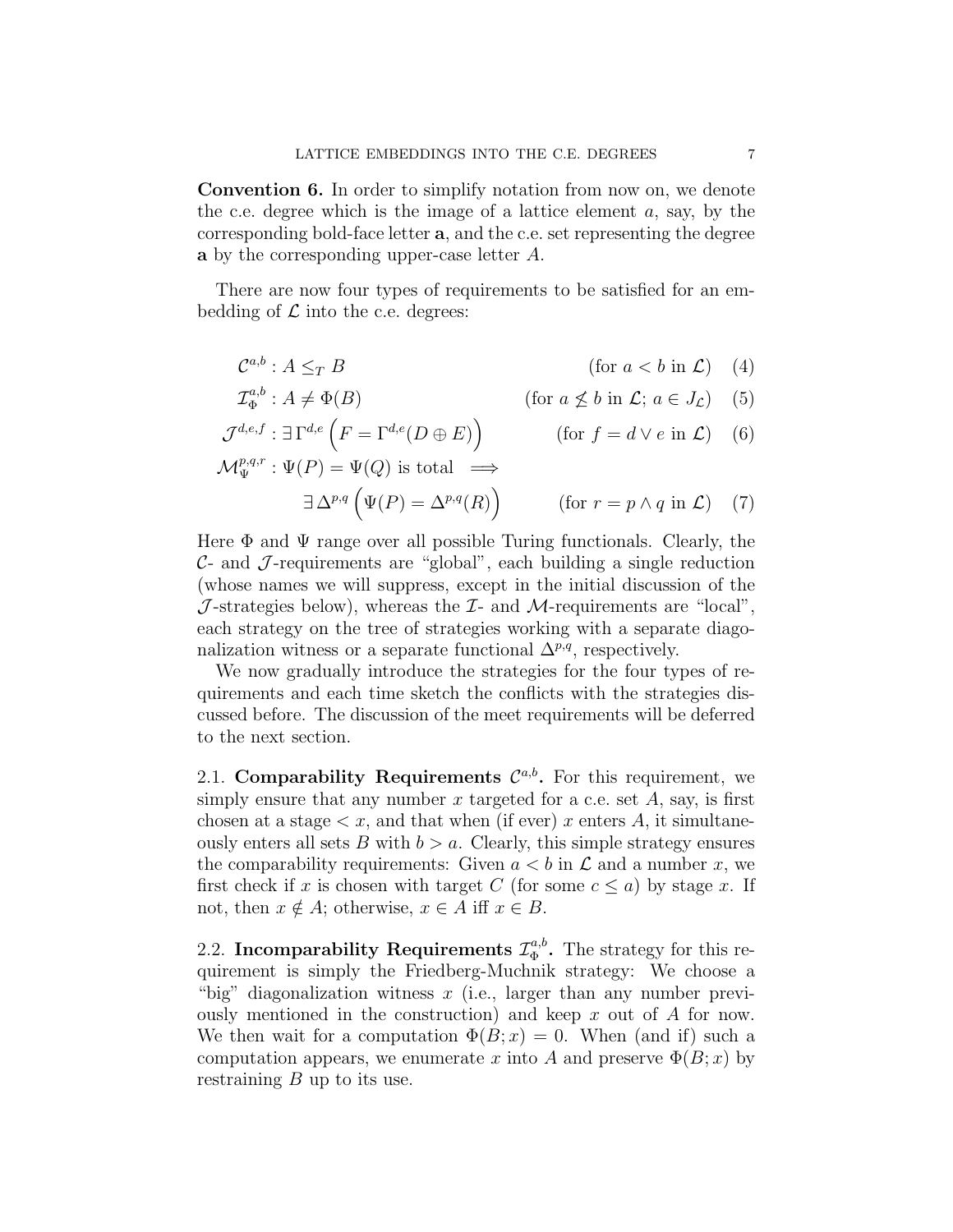**Convention 6.** In order to simplify notation from now on, we denote the c.e. degree which is the image of a lattice element $a$, say, by the corresponding bold-face letter $\mathbf{a}$, and the c.e. set representing the degree $\mathbf{a}$ by the corresponding upper-case letter $A$.

There are now four types of requirements to be satisfied for an embedding of $\mathcal{L}$ into the c.e. degrees:

$$\mathcal{C}^{a,b} : A \leq_T B \qquad \text{(for } a < b \text{ in } \mathcal{L}) \tag{4}$$

$$\mathcal{I}^{a,b}_{\Phi} : A \neq \Phi(B) \qquad \text{(for } a \not\leq b \text{ in } \mathcal{L};\ a \in J_{\mathcal{L}}) \tag{5}$$

$$\mathcal{J}^{d,e,f} : \exists\, \Gamma^{d,e} \left( F = \Gamma^{d,e}(D \oplus E) \right) \qquad \text{(for } f = d \vee e \text{ in } \mathcal{L}) \tag{6}$$

$$\mathcal{M}^{p,q,r}_{\Psi} : \Psi(P) = \Psi(Q) \text{ is total } \implies \exists\, \Delta^{p,q} \left( \Psi(P) = \Delta^{p,q}(R) \right) \qquad \text{(for } r = p \wedge q \text{ in } \mathcal{L}) \tag{7}$$

Here $\Phi$ and $\Psi$ range over all possible Turing functionals. Clearly, the $\mathcal{C}$- and $\mathcal{J}$-requirements are "global", each building a single reduction (whose names we will suppress, except in the initial discussion of the $\mathcal{J}$-strategies below), whereas the $\mathcal{I}$- and $\mathcal{M}$-requirements are "local", each strategy on the tree of strategies working with a separate diagonalization witness or a separate functional $\Delta^{p,q}$, respectively.

We now gradually introduce the strategies for the four types of requirements and each time sketch the conflicts with the strategies discussed before. The discussion of the meet requirements will be deferred to the next section.

## 2.1. Comparability Requirements $\mathcal{C}^{a,b}$.

For this requirement, we simply ensure that any number $x$ targeted for a c.e. set $A$, say, is first chosen at a stage $< x$, and that when (if ever) $x$ enters $A$, it simultaneously enters all sets $B$ with $b > a$. Clearly, this simple strategy ensures the comparability requirements: Given $a < b$ in $\mathcal{L}$ and a number $x$, we first check if $x$ is chosen with target $C$ (for some $c \leq a$) by stage $x$. If not, then $x \notin A$; otherwise, $x \in A$ iff $x \in B$.

## 2.2. Incomparability Requirements $\mathcal{I}^{a,b}_{\Phi}$.

The strategy for this requirement is simply the Friedberg-Muchnik strategy: We choose a "big" diagonalization witness $x$ (i.e., larger than any number previously mentioned in the construction) and keep $x$ out of $A$ for now. We then wait for a computation $\Phi(B; x) = 0$. When (and if) such a computation appears, we enumerate $x$ into $A$ and preserve $\Phi(B; x)$ by restraining $B$ up to its use.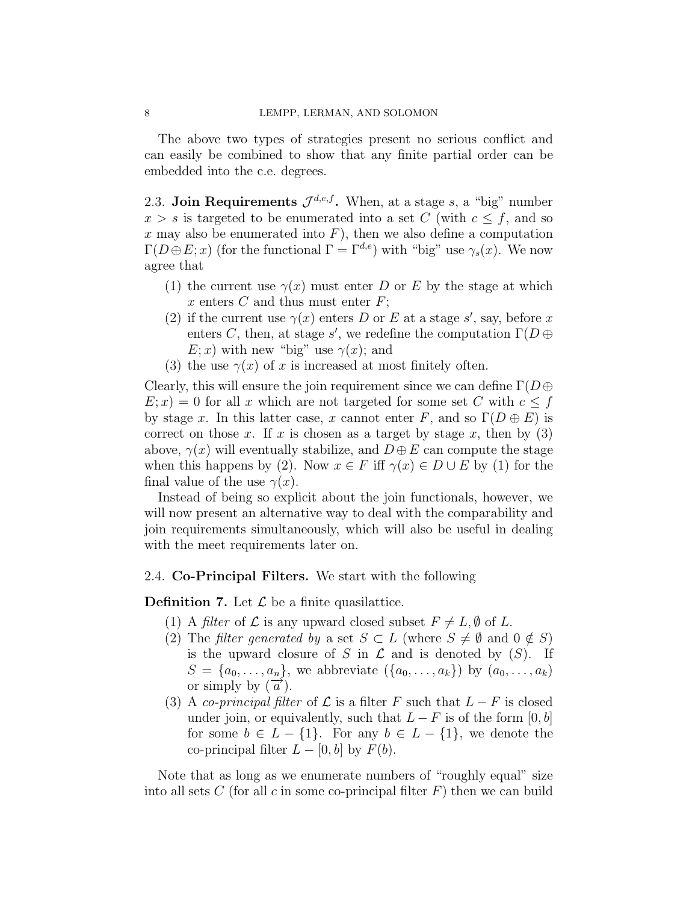The above two types of strategies present no serious conflict and can easily be combined to show that any finite partial order can be embedded into the c.e. degrees.

### 2.3. Join Requirements $\mathcal{J}^{d,e,f}$.

When, at a stage $s$, a "big" number $x > s$ is targeted to be enumerated into a set $C$ (with $c \leq f$, and so $x$ may also be enumerated into $F$), then we also define a computation $\Gamma(D \oplus E; x)$ (for the functional $\Gamma = \Gamma^{d,e}$) with "big" use $\gamma_s(x)$. We now agree that

1. the current use $\gamma(x)$ must enter $D$ or $E$ by the stage at which $x$ enters $C$ and thus must enter $F$;
2. if the current use $\gamma(x)$ enters $D$ or $E$ at a stage $s'$, say, before $x$ enters $C$, then, at stage $s'$, we redefine the computation $\Gamma(D \oplus E; x)$ with new "big" use $\gamma(x)$; and
3. the use $\gamma(x)$ of $x$ is increased at most finitely often.

Clearly, this will ensure the join requirement since we can define $\Gamma(D \oplus E; x) = 0$ for all $x$ which are not targeted for some set $C$ with $c \leq f$ by stage $x$. In this latter case, $x$ cannot enter $F$, and so $\Gamma(D \oplus E)$ is correct on those $x$. If $x$ is chosen as a target by stage $x$, then by (3) above, $\gamma(x)$ will eventually stabilize, and $D \oplus E$ can compute the stage when this happens by (2). Now $x \in F$ iff $\gamma(x) \in D \cup E$ by (1) for the final value of the use $\gamma(x)$.

Instead of being so explicit about the join functionals, however, we will now present an alternative way to deal with the comparability and join requirements simultaneously, which will also be useful in dealing with the meet requirements later on.

### 2.4. Co-Principal Filters.

We start with the following

**Definition 7.** Let $\mathcal{L}$ be a finite quasilattice.

1. A *filter* of $\mathcal{L}$ is any upward closed subset $F \neq L, \emptyset$ of $L$.
2. The *filter generated by* a set $S \subset L$ (where $S \neq \emptyset$ and $0 \notin S$) is the upward closure of $S$ in $\mathcal{L}$ and is denoted by $(S)$. If $S = \{a_0, \ldots, a_n\}$, we abbreviate $(\{a_0, \ldots, a_k\})$ by $(a_0, \ldots, a_k)$ or simply by $(\overrightarrow{a})$.
3. A *co-principal filter* of $\mathcal{L}$ is a filter $F$ such that $L - F$ is closed under join, or equivalently, such that $L - F$ is of the form $[0, b]$ for some $b \in L - \{1\}$. For any $b \in L - \{1\}$, we denote the co-principal filter $L - [0, b]$ by $F(b)$.

Note that as long as we enumerate numbers of "roughly equal" size into all sets $C$ (for all $c$ in some co-principal filter $F$) then we can build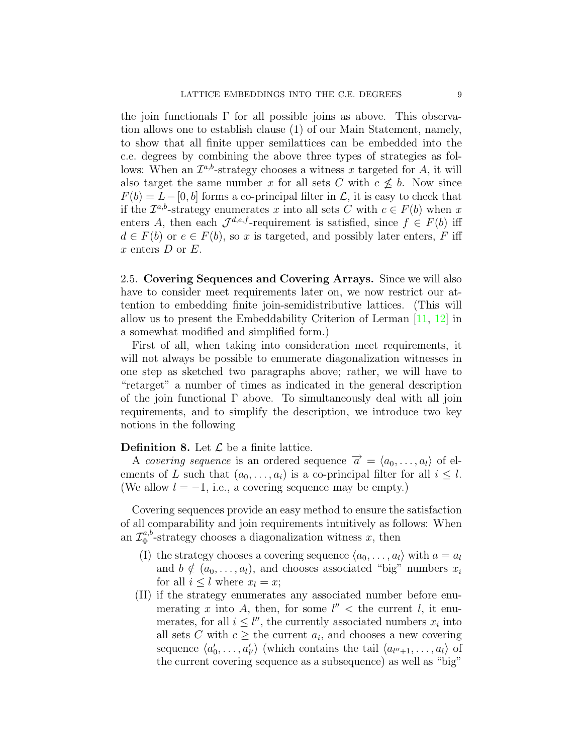the join functionals $\Gamma$ for all possible joins as above. This observation allows one to establish clause (1) of our Main Statement, namely, to show that all finite upper semilattices can be embedded into the c.e. degrees by combining the above three types of strategies as follows: When an $\mathcal{I}^{a,b}$-strategy chooses a witness $x$ targeted for $A$, it will also target the same number $x$ for all sets $C$ with $c \not\leq b$. Now since $F(b) = L - [0, b]$ forms a co-principal filter in $\mathcal{L}$, it is easy to check that if the $\mathcal{I}^{a,b}$-strategy enumerates $x$ into all sets $C$ with $c \in F(b)$ when $x$ enters $A$, then each $\mathcal{J}^{d,e,f}$-requirement is satisfied, since $f \in F(b)$ iff $d \in F(b)$ or $e \in F(b)$, so $x$ is targeted, and possibly later enters, $F$ iff $x$ enters $D$ or $E$.

2.5. **Covering Sequences and Covering Arrays.** Since we will also have to consider meet requirements later on, we now restrict our attention to embedding finite join-semidistributive lattices. (This will allow us to present the Embeddability Criterion of Lerman [11, 12] in a somewhat modified and simplified form.)

First of all, when taking into consideration meet requirements, it will not always be possible to enumerate diagonalization witnesses in one step as sketched two paragraphs above; rather, we will have to "retarget" a number of times as indicated in the general description of the join functional $\Gamma$ above. To simultaneously deal with all join requirements, and to simplify the description, we introduce two key notions in the following

**Definition 8.** Let $\mathcal{L}$ be a finite lattice.

A *covering sequence* is an ordered sequence $\overrightarrow{a} = \langle a_0, \dots, a_l \rangle$ of elements of $L$ such that $(a_0, \dots, a_i)$ is a co-principal filter for all $i \leq l$. (We allow $l = -1$, i.e., a covering sequence may be empty.)

Covering sequences provide an easy method to ensure the satisfaction of all comparability and join requirements intuitively as follows: When an $\mathcal{I}^{a,b}_{\Phi}$-strategy chooses a diagonalization witness $x$, then

(I) the strategy chooses a covering sequence $\langle a_0, \dots, a_l \rangle$ with $a = a_l$ and $b \notin (a_0, \dots, a_l)$, and chooses associated "big" numbers $x_i$ for all $i \leq l$ where $x_l = x$;

(II) if the strategy enumerates any associated number before enumerating $x$ into $A$, then, for some $l'' <$ the current $l$, it enumerates, for all $i \leq l''$, the currently associated numbers $x_i$ into all sets $C$ with $c \geq$ the current $a_i$, and chooses a new covering sequence $\langle a'_0, \dots, a'_{l'} \rangle$ (which contains the tail $\langle a_{l''+1}, \dots, a_l \rangle$ of the current covering sequence as a subsequence) as well as "big"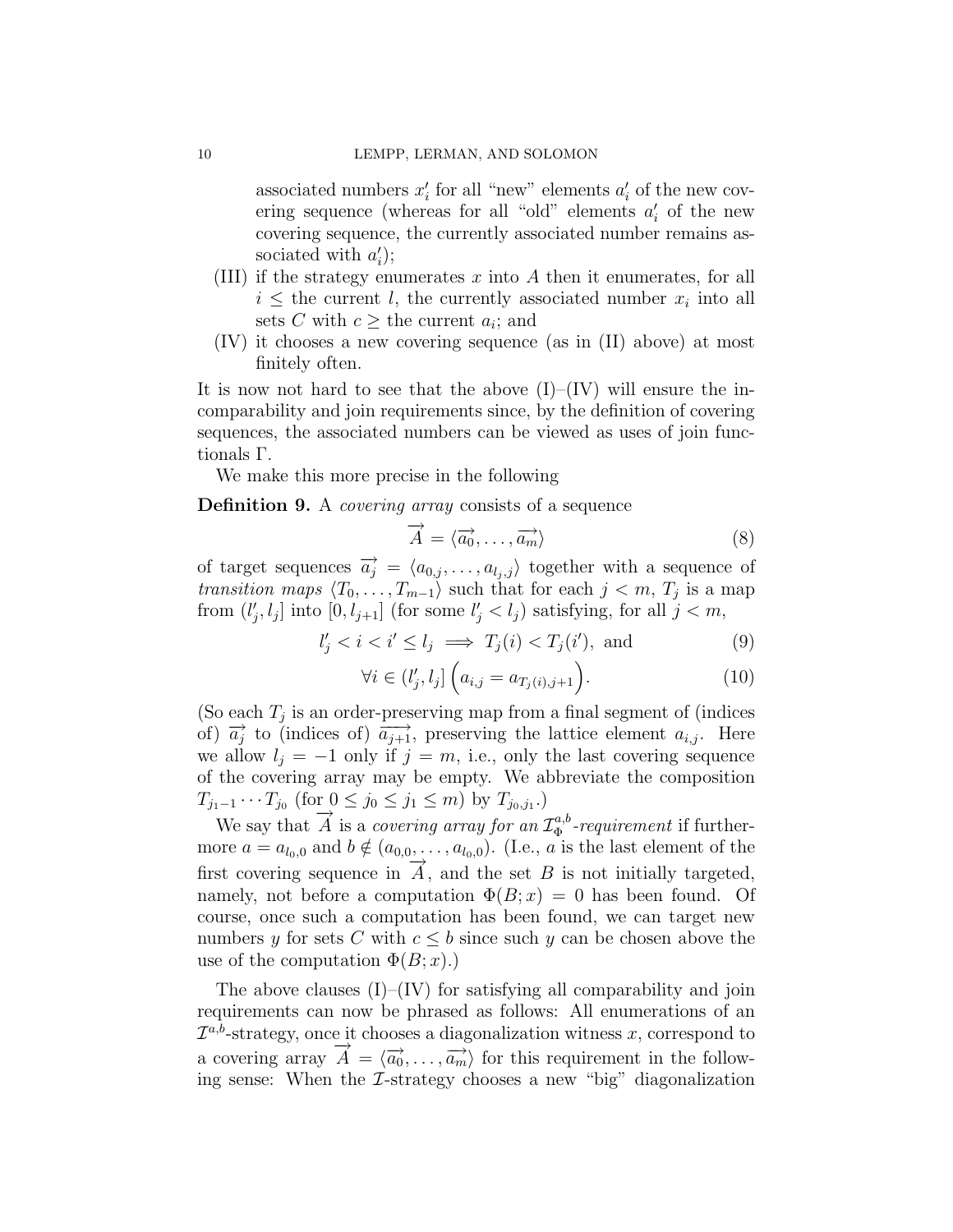associated numbers $x'_i$ for all "new" elements $a'_i$ of the new covering sequence (whereas for all "old" elements $a'_i$ of the new covering sequence, the currently associated number remains associated with $a'_i$);

(III) if the strategy enumerates $x$ into $A$ then it enumerates, for all $i \leq$ the current $l$, the currently associated number $x_i$ into all sets $C$ with $c \geq$ the current $a_i$; and

(IV) it chooses a new covering sequence (as in (II) above) at most finitely often.

It is now not hard to see that the above (I)–(IV) will ensure the incomparability and join requirements since, by the definition of covering sequences, the associated numbers can be viewed as uses of join functionals $\Gamma$.

We make this more precise in the following

**Definition 9.** A *covering array* consists of a sequence

$$\overrightarrow{A} = \langle \overrightarrow{a_0}, \dots, \overrightarrow{a_m} \rangle \tag{8}$$

of target sequences $\overrightarrow{a_j} = \langle a_{0,j}, \dots, a_{l_j,j} \rangle$ together with a sequence of *transition maps* $\langle T_0, \dots, T_{m-1} \rangle$ such that for each $j < m$, $T_j$ is a map from $(l'_j, l_j]$ into $[0, l_{j+1}]$ (for some $l'_j < l_j$) satisfying, for all $j < m$,

$$l'_j < i < i' \leq l_j \implies T_j(i) < T_j(i'), \text{ and} \tag{9}$$

$$\forall i \in (l'_j, l_j] \left( a_{i,j} = a_{T_j(i),j+1} \right). \tag{10}$$

(So each $T_j$ is an order-preserving map from a final segment of (indices of) $\overrightarrow{a_j}$ to (indices of) $\overrightarrow{a_{j+1}}$, preserving the lattice element $a_{i,j}$. Here we allow $l_j = -1$ only if $j = m$, i.e., only the last covering sequence of the covering array may be empty. We abbreviate the composition $T_{j_1-1} \cdots T_{j_0}$ (for $0 \leq j_0 \leq j_1 \leq m$) by $T_{j_0,j_1}$.)

We say that $\overrightarrow{A}$ is a *covering array for an $\mathcal{I}^{a,b}_{\Phi}$-requirement* if furthermore $a = a_{l_0,0}$ and $b \notin (a_{0,0}, \dots, a_{l_0,0})$. (I.e., $a$ is the last element of the first covering sequence in $\overrightarrow{A}$, and the set $B$ is not initially targeted, namely, not before a computation $\Phi(B; x) = 0$ has been found. Of course, once such a computation has been found, we can target new numbers $y$ for sets $C$ with $c \leq b$ since such $y$ can be chosen above the use of the computation $\Phi(B; x)$.)

The above clauses (I)–(IV) for satisfying all comparability and join requirements can now be phrased as follows: All enumerations of an $\mathcal{I}^{a,b}$-strategy, once it chooses a diagonalization witness $x$, correspond to a covering array $\overrightarrow{A} = \langle \overrightarrow{a_0}, \dots, \overrightarrow{a_m} \rangle$ for this requirement in the following sense: When the $\mathcal{I}$-strategy chooses a new "big" diagonalization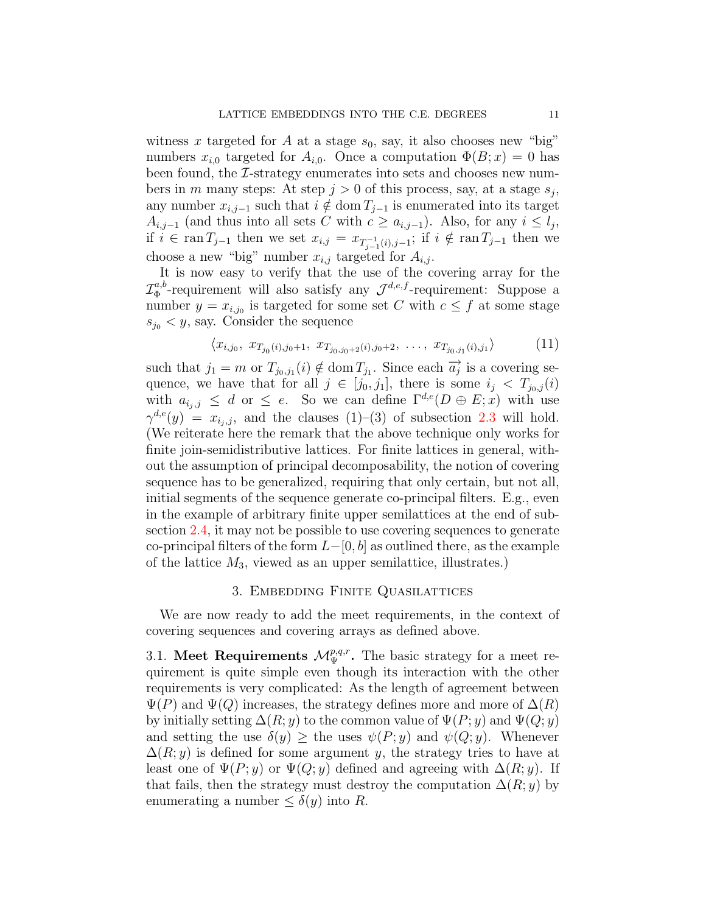witness $x$ targeted for $A$ at a stage $s_0$, say, it also chooses new "big" numbers $x_{i,0}$ targeted for $A_{i,0}$. Once a computation $\Phi(B; x) = 0$ has been found, the $\mathcal{I}$-strategy enumerates into sets and chooses new numbers in $m$ many steps: At step $j > 0$ of this process, say, at a stage $s_j$, any number $x_{i,j-1}$ such that $i \notin \operatorname{dom} T_{j-1}$ is enumerated into its target $A_{i,j-1}$ (and thus into all sets $C$ with $c \geq a_{i,j-1}$). Also, for any $i \leq l_j$, if $i \in \operatorname{ran} T_{j-1}$ then we set $x_{i,j} = x_{T_{j-1}^{-1}(i),j-1}$; if $i \notin \operatorname{ran} T_{j-1}$ then we choose a new "big" number $x_{i,j}$ targeted for $A_{i,j}$.

It is now easy to verify that the use of the covering array for the $\mathcal{I}_\Phi^{a,b}$-requirement will also satisfy any $\mathcal{J}^{d,e,f}$-requirement: Suppose a number $y = x_{i,j_0}$ is targeted for some set $C$ with $c \leq f$ at some stage $s_{j_0} < y$, say. Consider the sequence

$$\langle x_{i,j_0},\ x_{T_{j_0}(i),j_0+1},\ x_{T_{j_0,j_0+2}(i),j_0+2},\ \ldots,\ x_{T_{j_0,j_1}(i),j_1} \rangle \tag{11}$$

such that $j_1 = m$ or $T_{j_0,j_1}(i) \notin \operatorname{dom} T_{j_1}$. Since each $\overrightarrow{a_j}$ is a covering sequence, we have that for all $j \in [j_0, j_1]$, there is some $i_j < T_{j_0,j}(i)$ with $a_{i_j,j} \leq d$ or $\leq e$. So we can define $\Gamma^{d,e}(D \oplus E; x)$ with use $\gamma^{d,e}(y) = x_{i_j,j}$, and the clauses (1)–(3) of subsection 2.3 will hold. (We reiterate here the remark that the above technique only works for finite join-semidistributive lattices. For finite lattices in general, without the assumption of principal decomposability, the notion of covering sequence has to be generalized, requiring that only certain, but not all, initial segments of the sequence generate co-principal filters. E.g., even in the example of arbitrary finite upper semilattices at the end of subsection 2.4, it may not be possible to use covering sequences to generate co-principal filters of the form $L - [0, b]$ as outlined there, as the example of the lattice $M_3$, viewed as an upper semilattice, illustrates.)

## 3. Embedding Finite Quasilattices

We are now ready to add the meet requirements, in the context of covering sequences and covering arrays as defined above.

### 3.1. Meet Requirements $\mathcal{M}_\Psi^{p,q,r}$.

The basic strategy for a meet requirement is quite simple even though its interaction with the other requirements is very complicated: As the length of agreement between $\Psi(P)$ and $\Psi(Q)$ increases, the strategy defines more and more of $\Delta(R)$ by initially setting $\Delta(R; y)$ to the common value of $\Psi(P; y)$ and $\Psi(Q; y)$ and setting the use $\delta(y) \geq$ the uses $\psi(P; y)$ and $\psi(Q; y)$. Whenever $\Delta(R; y)$ is defined for some argument $y$, the strategy tries to have at least one of $\Psi(P; y)$ or $\Psi(Q; y)$ defined and agreeing with $\Delta(R; y)$. If that fails, then the strategy must destroy the computation $\Delta(R; y)$ by enumerating a number $\leq \delta(y)$ into $R$.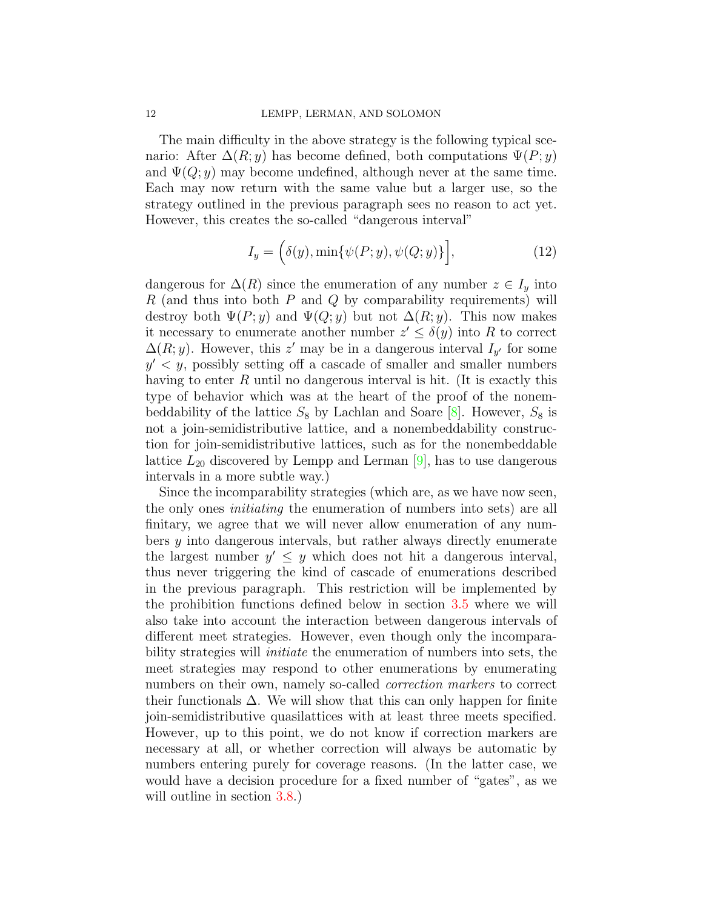The main difficulty in the above strategy is the following typical scenario: After $\Delta(R;y)$ has become defined, both computations $\Psi(P;y)$ and $\Psi(Q;y)$ may become undefined, although never at the same time. Each may now return with the same value but a larger use, so the strategy outlined in the previous paragraph sees no reason to act yet. However, this creates the so-called "dangerous interval"

$$I_y = \Big(\delta(y), \min\{\psi(P;y), \psi(Q;y)\}\Big], \tag{12}$$

dangerous for $\Delta(R)$ since the enumeration of any number $z \in I_y$ into $R$ (and thus into both $P$ and $Q$ by comparability requirements) will destroy both $\Psi(P;y)$ and $\Psi(Q;y)$ but not $\Delta(R;y)$. This now makes it necessary to enumerate another number $z' \leq \delta(y)$ into $R$ to correct $\Delta(R;y)$. However, this $z'$ may be in a dangerous interval $I_{y'}$ for some $y' < y$, possibly setting off a cascade of smaller and smaller numbers having to enter $R$ until no dangerous interval is hit. (It is exactly this type of behavior which was at the heart of the proof of the nonembeddability of the lattice $S_8$ by Lachlan and Soare [8]. However, $S_8$ is not a join-semidistributive lattice, and a nonembeddability construction for join-semidistributive lattices, such as for the nonembeddable lattice $L_{20}$ discovered by Lempp and Lerman [9], has to use dangerous intervals in a more subtle way.)

Since the incomparability strategies (which are, as we have now seen, the only ones *initiating* the enumeration of numbers into sets) are all finitary, we agree that we will never allow enumeration of any numbers $y$ into dangerous intervals, but rather always directly enumerate the largest number $y' \leq y$ which does not hit a dangerous interval, thus never triggering the kind of cascade of enumerations described in the previous paragraph. This restriction will be implemented by the prohibition functions defined below in section 3.5 where we will also take into account the interaction between dangerous intervals of different meet strategies. However, even though only the incomparability strategies will *initiate* the enumeration of numbers into sets, the meet strategies may respond to other enumerations by enumerating numbers on their own, namely so-called *correction markers* to correct their functionals $\Delta$. We will show that this can only happen for finite join-semidistributive quasilattices with at least three meets specified. However, up to this point, we do not know if correction markers are necessary at all, or whether correction will always be automatic by numbers entering purely for coverage reasons. (In the latter case, we would have a decision procedure for a fixed number of "gates", as we will outline in section 3.8.)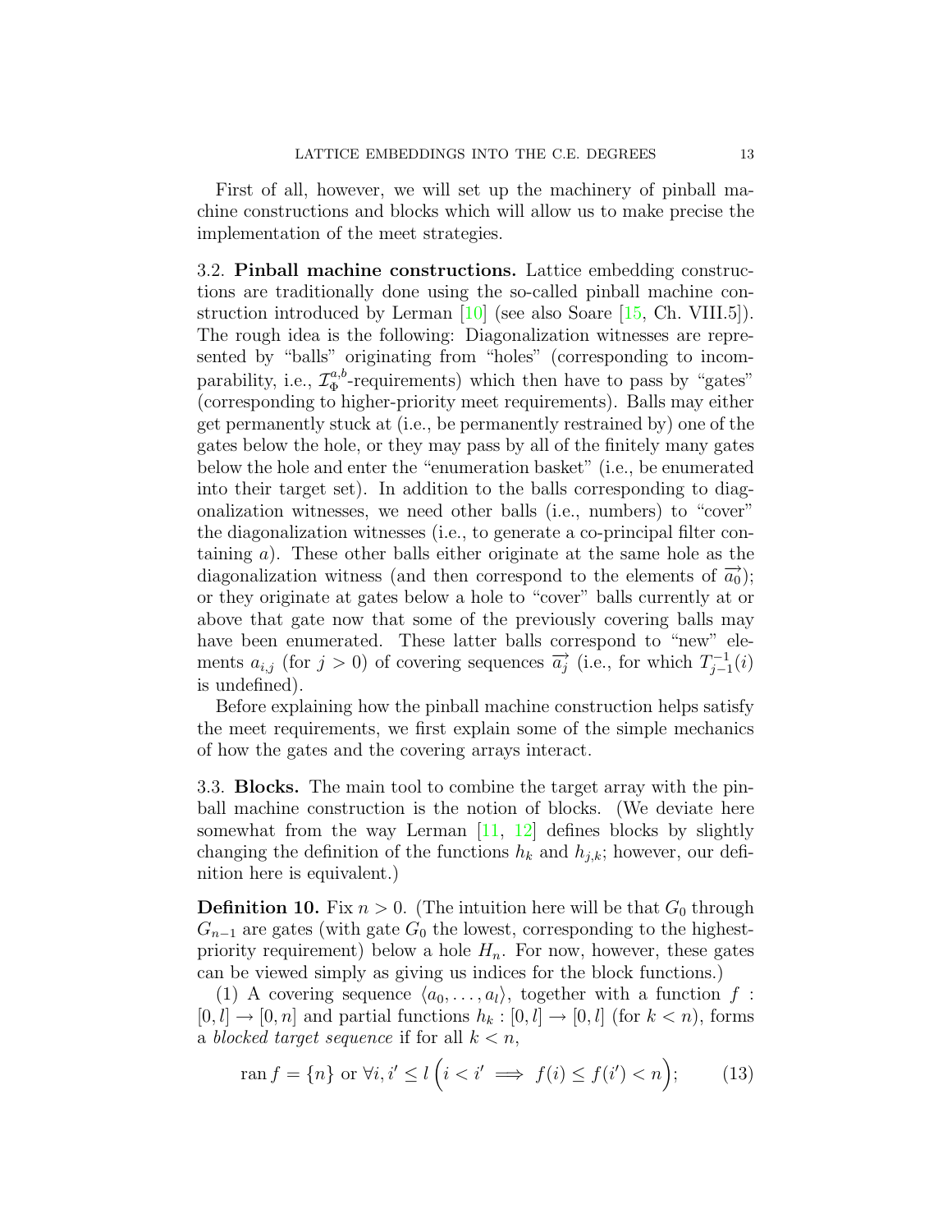First of all, however, we will set up the machinery of pinball machine constructions and blocks which will allow us to make precise the implementation of the meet strategies.

3.2. **Pinball machine constructions.** Lattice embedding constructions are traditionally done using the so-called pinball machine construction introduced by Lerman [10] (see also Soare [15, Ch. VIII.5]). The rough idea is the following: Diagonalization witnesses are represented by "balls" originating from "holes" (corresponding to incomparability, i.e., $\mathcal{I}_\Phi^{a,b}$-requirements) which then have to pass by "gates" (corresponding to higher-priority meet requirements). Balls may either get permanently stuck at (i.e., be permanently restrained by) one of the gates below the hole, or they may pass by all of the finitely many gates below the hole and enter the "enumeration basket" (i.e., be enumerated into their target set). In addition to the balls corresponding to diagonalization witnesses, we need other balls (i.e., numbers) to "cover" the diagonalization witnesses (i.e., to generate a co-principal filter containing $a$). These other balls either originate at the same hole as the diagonalization witness (and then correspond to the elements of $\overrightarrow{a_0}$); or they originate at gates below a hole to "cover" balls currently at or above that gate now that some of the previously covering balls may have been enumerated. These latter balls correspond to "new" elements $a_{i,j}$ (for $j > 0$) of covering sequences $\overrightarrow{a_j}$ (i.e., for which $T_{j-1}^{-1}(i)$ is undefined).

Before explaining how the pinball machine construction helps satisfy the meet requirements, we first explain some of the simple mechanics of how the gates and the covering arrays interact.

3.3. **Blocks.** The main tool to combine the target array with the pinball machine construction is the notion of blocks. (We deviate here somewhat from the way Lerman [11, 12] defines blocks by slightly changing the definition of the functions $h_k$ and $h_{j,k}$; however, our definition here is equivalent.)

**Definition 10.** Fix $n > 0$. (The intuition here will be that $G_0$ through $G_{n-1}$ are gates (with gate $G_0$ the lowest, corresponding to the highest-priority requirement) below a hole $H_n$. For now, however, these gates can be viewed simply as giving us indices for the block functions.)

(1) A covering sequence $\langle a_0, \dots, a_l \rangle$, together with a function $f : [0, l] \to [0, n]$ and partial functions $h_k : [0, l] \to [0, l]$ (for $k < n$), forms a *blocked target sequence* if for all $k < n$,

$$\operatorname{ran} f = \{n\} \text{ or } \forall i, i' \leq l \left( i < i' \implies f(i) \leq f(i') < n \right); \tag{13}$$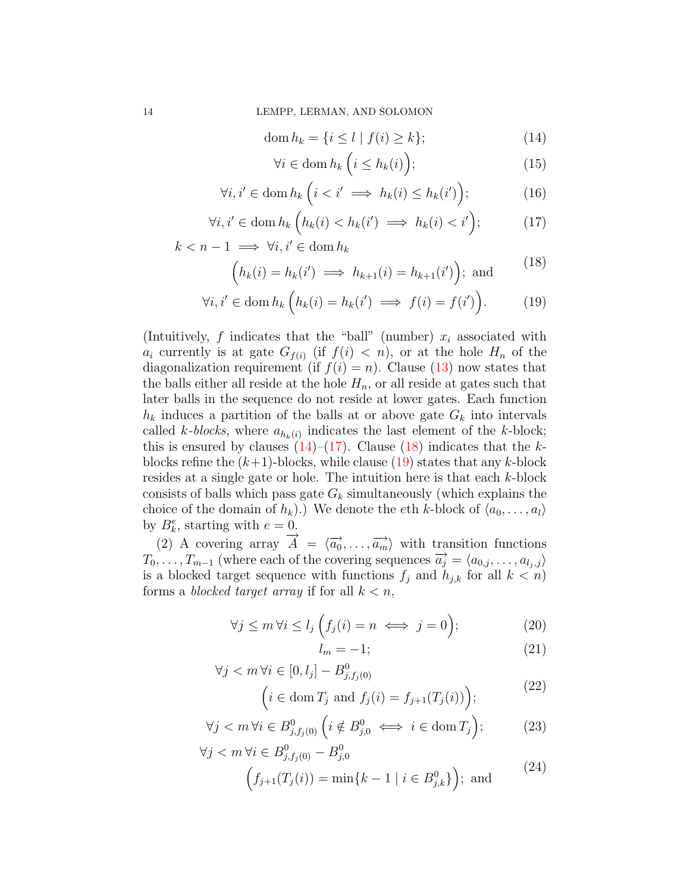$$\operatorname{dom} h_k = \{i \leq l \mid f(i) \geq k\}; \tag{14}$$

$$\forall i \in \operatorname{dom} h_k \Big( i \leq h_k(i) \Big); \tag{15}$$

$$\forall i, i' \in \operatorname{dom} h_k \Big( i < i' \implies h_k(i) \leq h_k(i') \Big); \tag{16}$$

$$\forall i, i' \in \operatorname{dom} h_k \Big( h_k(i) < h_k(i') \implies h_k(i) < i' \Big); \tag{17}$$

$$k < n-1 \implies \forall i, i' \in \operatorname{dom} h_k \Big( h_k(i) = h_k(i') \implies h_{k+1}(i) = h_{k+1}(i') \Big); \text{ and} \tag{18}$$

$$\forall i, i' \in \operatorname{dom} h_k \Big( h_k(i) = h_k(i') \implies f(i) = f(i') \Big). \tag{19}$$

(Intuitively, $f$ indicates that the "ball" (number) $x_i$ associated with $a_i$ currently is at gate $G_{f(i)}$ (if $f(i) < n$), or at the hole $H_n$ of the diagonalization requirement (if $f(i) = n$). Clause (13) now states that the balls either all reside at the hole $H_n$, or all reside at gates such that later balls in the sequence do not reside at lower gates. Each function $h_k$ induces a partition of the balls at or above gate $G_k$ into intervals called *$k$-blocks*, where $a_{h_k(i)}$ indicates the last element of the $k$-block; this is ensured by clauses (14)–(17). Clause (18) indicates that the $k$-blocks refine the $(k+1)$-blocks, while clause (19) states that any $k$-block resides at a single gate or hole. The intuition here is that each $k$-block consists of balls which pass gate $G_k$ simultaneously (which explains the choice of the domain of $h_k$).) We denote the $e$th $k$-block of $\langle a_0, \dots, a_l \rangle$ by $B^e_k$, starting with $e = 0$.

(2) A covering array $\overrightarrow{A} = \langle \overrightarrow{a_0}, \dots, \overrightarrow{a_m} \rangle$ with transition functions $T_0, \dots, T_{m-1}$ (where each of the covering sequences $\overrightarrow{a_j} = \langle a_{0,j}, \dots, a_{l_j,j} \rangle$ is a blocked target sequence with functions $f_j$ and $h_{j,k}$ for all $k < n$) forms a *blocked target array* if for all $k < n$,

$$\forall j \leq m \, \forall i \leq l_j \Big( f_j(i) = n \iff j = 0 \Big); \tag{20}$$

$$l_m = -1; \tag{21}$$

$$\forall j < m \, \forall i \in [0, l_j] - B^0_{j, f_j(0)} \Big( i \in \operatorname{dom} T_j \text{ and } f_j(i) = f_{j+1}(T_j(i)) \Big); \tag{22}$$

$$\forall j < m \, \forall i \in B^0_{j, f_j(0)} \Big( i \notin B^0_{j,0} \iff i \in \operatorname{dom} T_j \Big); \tag{23}$$

$$\forall j < m \, \forall i \in B^0_{j, f_j(0)} - B^0_{j,0} \Big( f_{j+1}(T_j(i)) = \min\{k - 1 \mid i \in B^0_{j,k}\} \Big); \text{ and} \tag{24}$$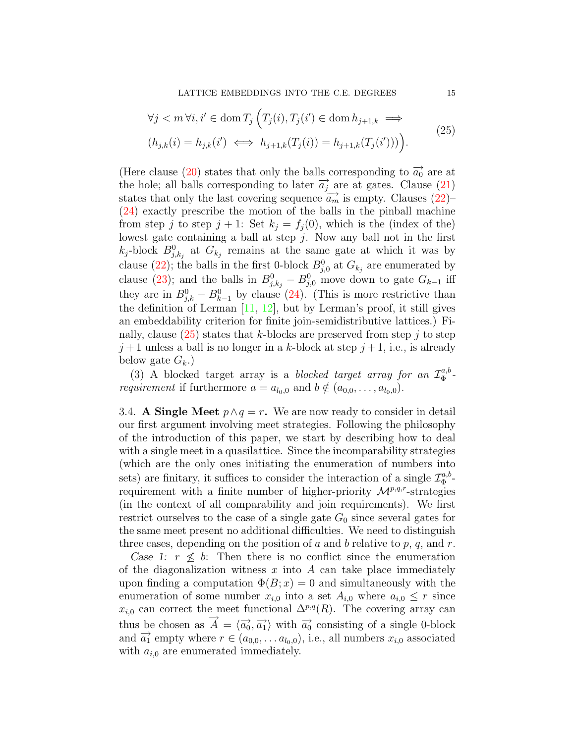$$\forall j < m \, \forall i, i' \in \operatorname{dom} T_j \Big( T_j(i), T_j(i') \in \operatorname{dom} h_{j+1,k} \implies \\ (h_{j,k}(i) = h_{j,k}(i') \iff h_{j+1,k}(T_j(i)) = h_{j+1,k}(T_j(i'))) \Big). \tag{25}$$

(Here clause (20) states that only the balls corresponding to $\overrightarrow{a_0}$ are at the hole; all balls corresponding to later $\overrightarrow{a_j}$ are at gates. Clause (21) states that only the last covering sequence $\overrightarrow{a_m}$ is empty. Clauses (22)–(24) exactly prescribe the motion of the balls in the pinball machine from step $j$ to step $j+1$: Set $k_j = f_j(0)$, which is the (index of the) lowest gate containing a ball at step $j$. Now any ball not in the first $k_j$-block $B^0_{j,k_j}$ at $G_{k_j}$ remains at the same gate at which it was by clause (22); the balls in the first 0-block $B^0_{j,0}$ at $G_{k_j}$ are enumerated by clause (23); and the balls in $B^0_{j,k_j} - B^0_{j,0}$ move down to gate $G_{k-1}$ iff they are in $B^0_{j,k} - B^0_{k-1}$ by clause (24). (This is more restrictive than the definition of Lerman [11, 12], but by Lerman's proof, it still gives an embeddability criterion for finite join-semidistributive lattices.) Finally, clause (25) states that $k$-blocks are preserved from step $j$ to step $j+1$ unless a ball is no longer in a $k$-block at step $j+1$, i.e., is already below gate $G_k$.)

(3) A blocked target array is a *blocked target array for an $\mathcal{I}^{a,b}_{\Phi}$-requirement* if furthermore $a = a_{l_0,0}$ and $b \notin (a_{0,0}, \dots, a_{l_0,0})$.

3.4. **A Single Meet $p \wedge q = r$.** We are now ready to consider in detail our first argument involving meet strategies. Following the philosophy of the introduction of this paper, we start by describing how to deal with a single meet in a quasilattice. Since the incomparability strategies (which are the only ones initiating the enumeration of numbers into sets) are finitary, it suffices to consider the interaction of a single $\mathcal{I}^{a,b}_{\Phi}$-requirement with a finite number of higher-priority $\mathcal{M}^{p,q,r}$-strategies (in the context of all comparability and join requirements). We first restrict ourselves to the case of a single gate $G_0$ since several gates for the same meet present no additional difficulties. We need to distinguish three cases, depending on the position of $a$ and $b$ relative to $p$, $q$, and $r$.

*Case 1:* $r \not\leq b$: Then there is no conflict since the enumeration of the diagonalization witness $x$ into $A$ can take place immediately upon finding a computation $\Phi(B; x) = 0$ and simultaneously with the enumeration of some number $x_{i,0}$ into a set $A_{i,0}$ where $a_{i,0} \leq r$ since $x_{i,0}$ can correct the meet functional $\Delta^{p,q}(R)$. The covering array can thus be chosen as $\overrightarrow{A} = \langle \overrightarrow{a_0}, \overrightarrow{a_1} \rangle$ with $\overrightarrow{a_0}$ consisting of a single 0-block and $\overrightarrow{a_1}$ empty where $r \in (a_{0,0}, \dots a_{l_0,0})$, i.e., all numbers $x_{i,0}$ associated with $a_{i,0}$ are enumerated immediately.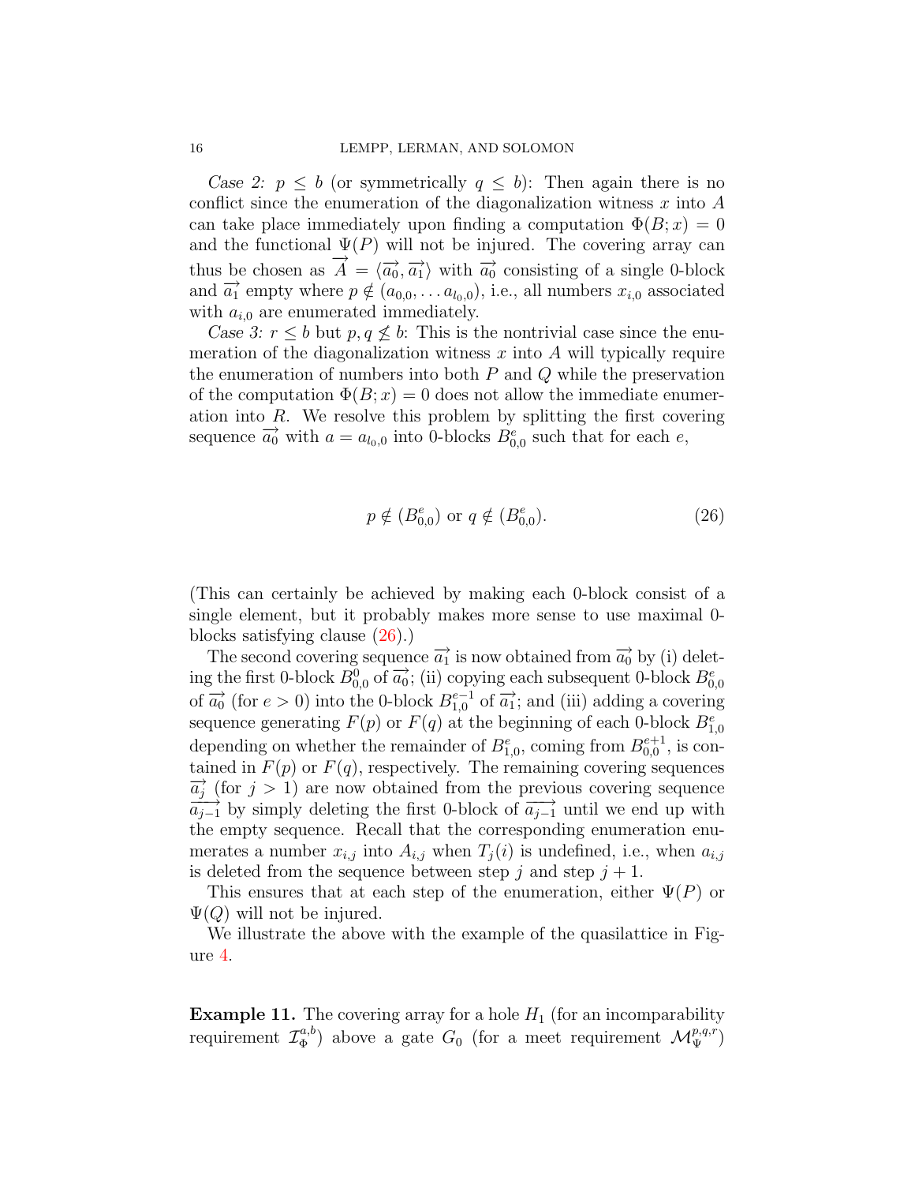*Case 2:* $p \leq b$ (or symmetrically $q \leq b$): Then again there is no conflict since the enumeration of the diagonalization witness $x$ into $A$ can take place immediately upon finding a computation $\Phi(B; x) = 0$ and the functional $\Psi(P)$ will not be injured. The covering array can thus be chosen as $\overrightarrow{A} = \langle \overrightarrow{a_0}, \overrightarrow{a_1} \rangle$ with $\overrightarrow{a_0}$ consisting of a single 0-block and $\overrightarrow{a_1}$ empty where $p \notin (a_{0,0}, \ldots a_{l_0,0})$, i.e., all numbers $x_{i,0}$ associated with $a_{i,0}$ are enumerated immediately.

*Case 3:* $r \leq b$ but $p, q \nleq b$: This is the nontrivial case since the enumeration of the diagonalization witness $x$ into $A$ will typically require the enumeration of numbers into both $P$ and $Q$ while the preservation of the computation $\Phi(B; x) = 0$ does not allow the immediate enumeration into $R$. We resolve this problem by splitting the first covering sequence $\overrightarrow{a_0}$ with $a = a_{l_0,0}$ into 0-blocks $B^e_{0,0}$ such that for each $e$,

$$p \notin (B^e_{0,0}) \text{ or } q \notin (B^e_{0,0}). \tag{26}$$

(This can certainly be achieved by making each 0-block consist of a single element, but it probably makes more sense to use maximal 0-blocks satisfying clause (26).)

The second covering sequence $\overrightarrow{a_1}$ is now obtained from $\overrightarrow{a_0}$ by (i) deleting the first 0-block $B^0_{0,0}$ of $\overrightarrow{a_0}$; (ii) copying each subsequent 0-block $B^e_{0,0}$ of $\overrightarrow{a_0}$ (for $e > 0$) into the 0-block $B^{e-1}_{1,0}$ of $\overrightarrow{a_1}$; and (iii) adding a covering sequence generating $F(p)$ or $F(q)$ at the beginning of each 0-block $B^e_{1,0}$ depending on whether the remainder of $B^e_{1,0}$, coming from $B^{e+1}_{0,0}$, is contained in $F(p)$ or $F(q)$, respectively. The remaining covering sequences $\overrightarrow{a_j}$ (for $j > 1$) are now obtained from the previous covering sequence $\overrightarrow{a_{j-1}}$ by simply deleting the first 0-block of $\overrightarrow{a_{j-1}}$ until we end up with the empty sequence. Recall that the corresponding enumeration enumerates a number $x_{i,j}$ into $A_{i,j}$ when $T_j(i)$ is undefined, i.e., when $a_{i,j}$ is deleted from the sequence between step $j$ and step $j+1$.

This ensures that at each step of the enumeration, either $\Psi(P)$ or $\Psi(Q)$ will not be injured.

We illustrate the above with the example of the quasilattice in Figure 4.

**Example 11.** The covering array for a hole $H_1$ (for an incomparability requirement $\mathcal{I}^{a,b}_{\Phi}$) above a gate $G_0$ (for a meet requirement $\mathcal{M}^{p,q,r}_{\Psi}$)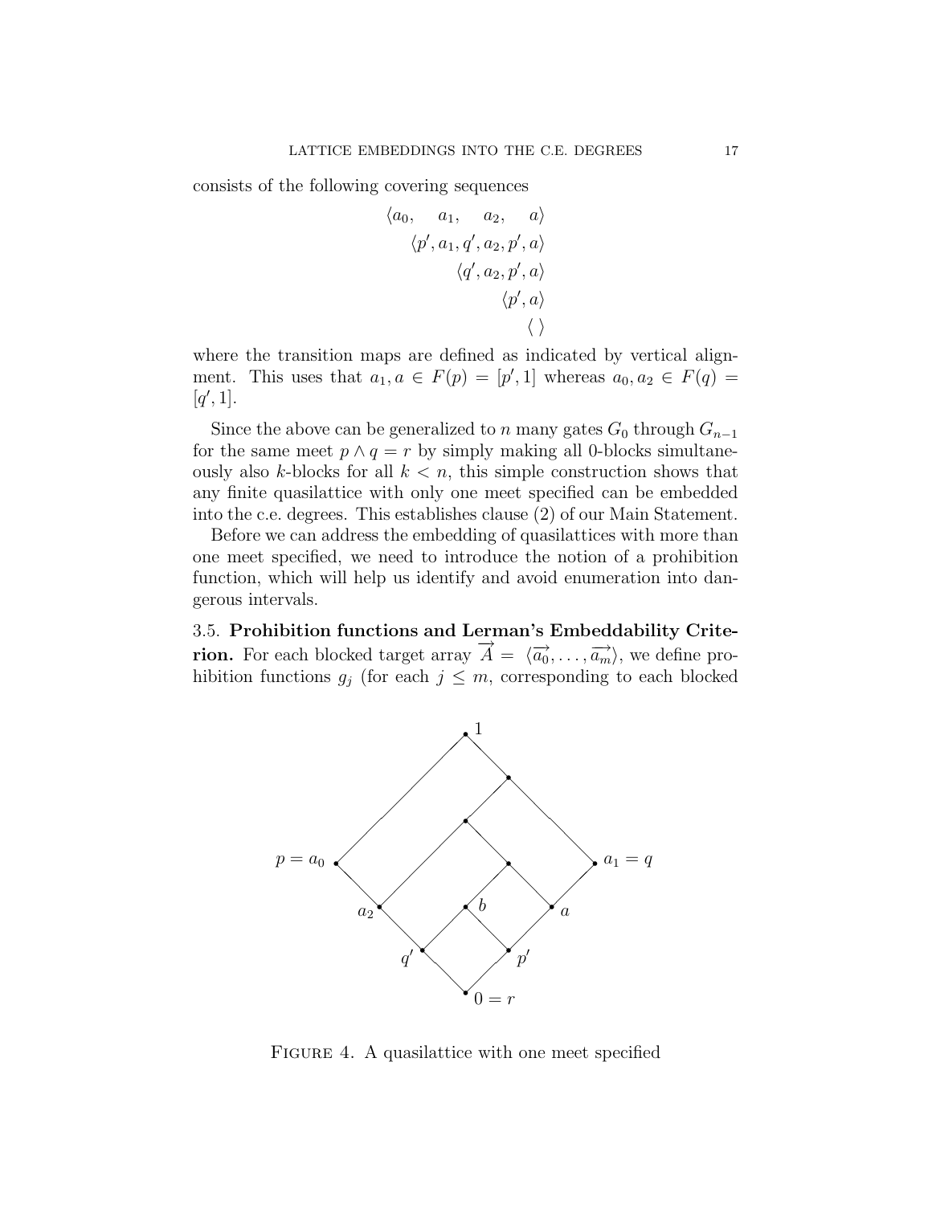consists of the following covering sequences

$$
\begin{array}{rrrrrr}
\langle a_0, & a_1, & & a_2, & & a\rangle \\
\langle p', & a_1, & q', & a_2, & p', & a\rangle \\
& & \langle q', & a_2, & p', & a\rangle \\
& & & & \langle p', & a\rangle \\
& & & & & \langle\ \rangle
\end{array}
$$

where the transition maps are defined as indicated by vertical alignment. This uses that $a_1, a \in F(p) = [p', 1]$ whereas $a_0, a_2 \in F(q) = [q', 1]$.

Since the above can be generalized to $n$ many gates $G_0$ through $G_{n-1}$ for the same meet $p \wedge q = r$ by simply making all 0-blocks simultaneously also $k$-blocks for all $k < n$, this simple construction shows that any finite quasilattice with only one meet specified can be embedded into the c.e. degrees. This establishes clause (2) of our Main Statement.

Before we can address the embedding of quasilattices with more than one meet specified, we need to introduce the notion of a prohibition function, which will help us identify and avoid enumeration into dangerous intervals.

### 3.5. Prohibition functions and Lerman's Embeddability Criterion.

For each blocked target array $\overrightarrow{A} = \langle \overrightarrow{a_0}, \ldots, \overrightarrow{a_m} \rangle$, we define prohibition functions $g_j$ (for each $j \leq m$, corresponding to each blocked

Figure 4. A quasilattice with one meet specified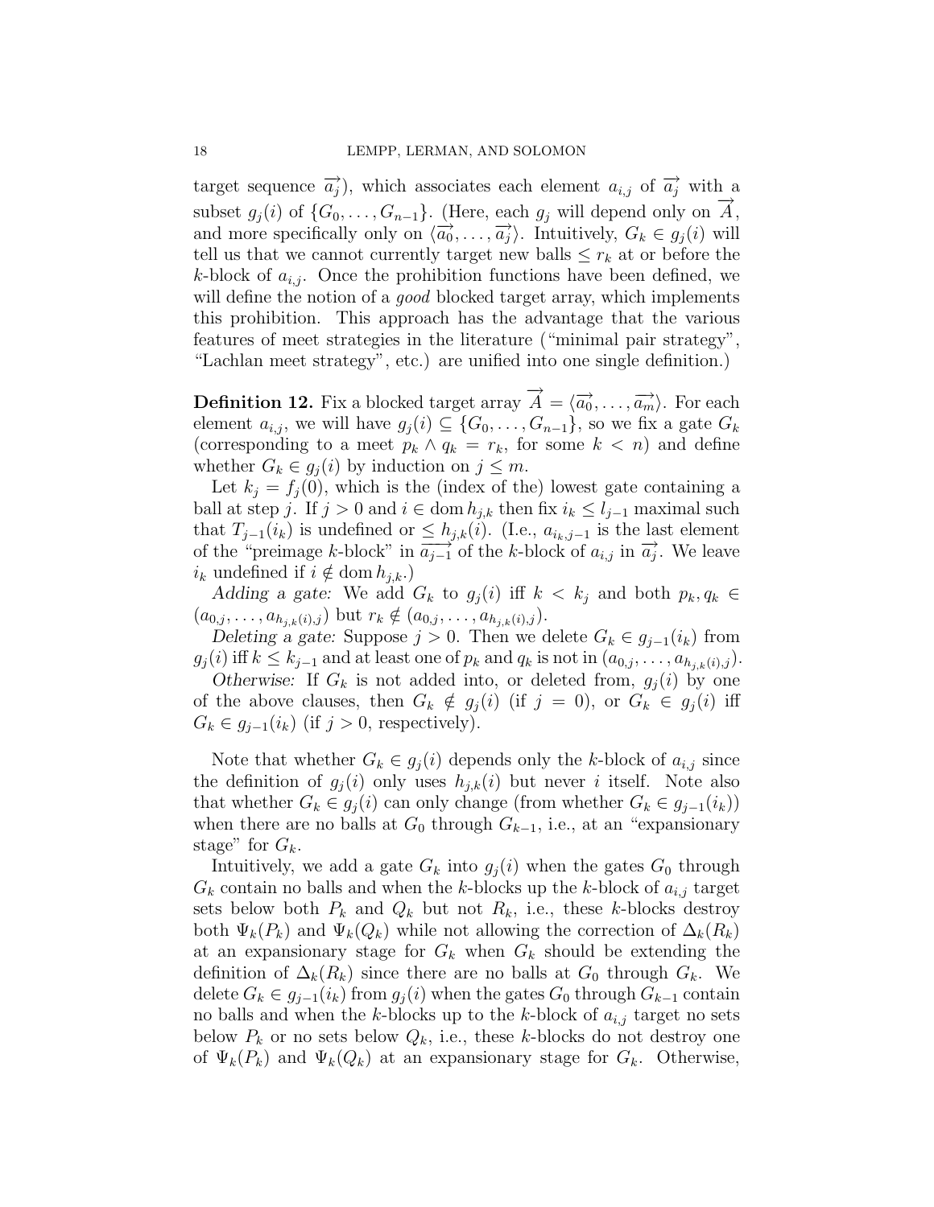target sequence $\overrightarrow{a_j}$), which associates each element $a_{i,j}$ of $\overrightarrow{a_j}$ with a subset $g_j(i)$ of $\{G_0, \dots, G_{n-1}\}$. (Here, each $g_j$ will depend only on $\overrightarrow{A}$, and more specifically only on $\langle \overrightarrow{a_0}, \dots, \overrightarrow{a_j} \rangle$. Intuitively, $G_k \in g_j(i)$ will tell us that we cannot currently target new balls $\leq r_k$ at or before the $k$-block of $a_{i,j}$. Once the prohibition functions have been defined, we will define the notion of a *good* blocked target array, which implements this prohibition. This approach has the advantage that the various features of meet strategies in the literature ("minimal pair strategy", "Lachlan meet strategy", etc.) are unified into one single definition.)

**Definition 12.** Fix a blocked target array $\overrightarrow{A} = \langle \overrightarrow{a_0}, \dots, \overrightarrow{a_m} \rangle$. For each element $a_{i,j}$, we will have $g_j(i) \subseteq \{G_0, \dots, G_{n-1}\}$, so we fix a gate $G_k$ (corresponding to a meet $p_k \wedge q_k = r_k$, for some $k < n$) and define whether $G_k \in g_j(i)$ by induction on $j \leq m$.

Let $k_j = f_j(0)$, which is the (index of the) lowest gate containing a ball at step $j$. If $j > 0$ and $i \in \operatorname{dom} h_{j,k}$ then fix $i_k \leq l_{j-1}$ maximal such that $T_{j-1}(i_k)$ is undefined or $\leq h_{j,k}(i)$. (I.e., $a_{i_k,j-1}$ is the last element of the "preimage $k$-block" in $\overrightarrow{a_{j-1}}$ of the $k$-block of $a_{i,j}$ in $\overrightarrow{a_j}$. We leave $i_k$ undefined if $i \notin \operatorname{dom} h_{j,k}$.)

*Adding a gate:* We add $G_k$ to $g_j(i)$ iff $k < k_j$ and both $p_k, q_k \in (a_{0,j}, \dots, a_{h_{j,k}(i),j})$ but $r_k \notin (a_{0,j}, \dots, a_{h_{j,k}(i),j})$.

*Deleting a gate:* Suppose $j > 0$. Then we delete $G_k \in g_{j-1}(i_k)$ from $g_j(i)$ iff $k \leq k_{j-1}$ and at least one of $p_k$ and $q_k$ is not in $(a_{0,j}, \dots, a_{h_{j,k}(i),j})$.

*Otherwise:* If $G_k$ is not added into, or deleted from, $g_j(i)$ by one of the above clauses, then $G_k \notin g_j(i)$ (if $j = 0$), or $G_k \in g_j(i)$ iff $G_k \in g_{j-1}(i_k)$ (if $j > 0$, respectively).

Note that whether $G_k \in g_j(i)$ depends only the $k$-block of $a_{i,j}$ since the definition of $g_j(i)$ only uses $h_{j,k}(i)$ but never $i$ itself. Note also that whether $G_k \in g_j(i)$ can only change (from whether $G_k \in g_{j-1}(i_k)$) when there are no balls at $G_0$ through $G_{k-1}$, i.e., at an "expansionary stage" for $G_k$.

Intuitively, we add a gate $G_k$ into $g_j(i)$ when the gates $G_0$ through $G_k$ contain no balls and when the $k$-blocks up the $k$-block of $a_{i,j}$ target sets below both $P_k$ and $Q_k$ but not $R_k$, i.e., these $k$-blocks destroy both $\Psi_k(P_k)$ and $\Psi_k(Q_k)$ while not allowing the correction of $\Delta_k(R_k)$ at an expansionary stage for $G_k$ when $G_k$ should be extending the definition of $\Delta_k(R_k)$ since there are no balls at $G_0$ through $G_k$. We delete $G_k \in g_{j-1}(i_k)$ from $g_j(i)$ when the gates $G_0$ through $G_{k-1}$ contain no balls and when the $k$-blocks up to the $k$-block of $a_{i,j}$ target no sets below $P_k$ or no sets below $Q_k$, i.e., these $k$-blocks do not destroy one of $\Psi_k(P_k)$ and $\Psi_k(Q_k)$ at an expansionary stage for $G_k$. Otherwise,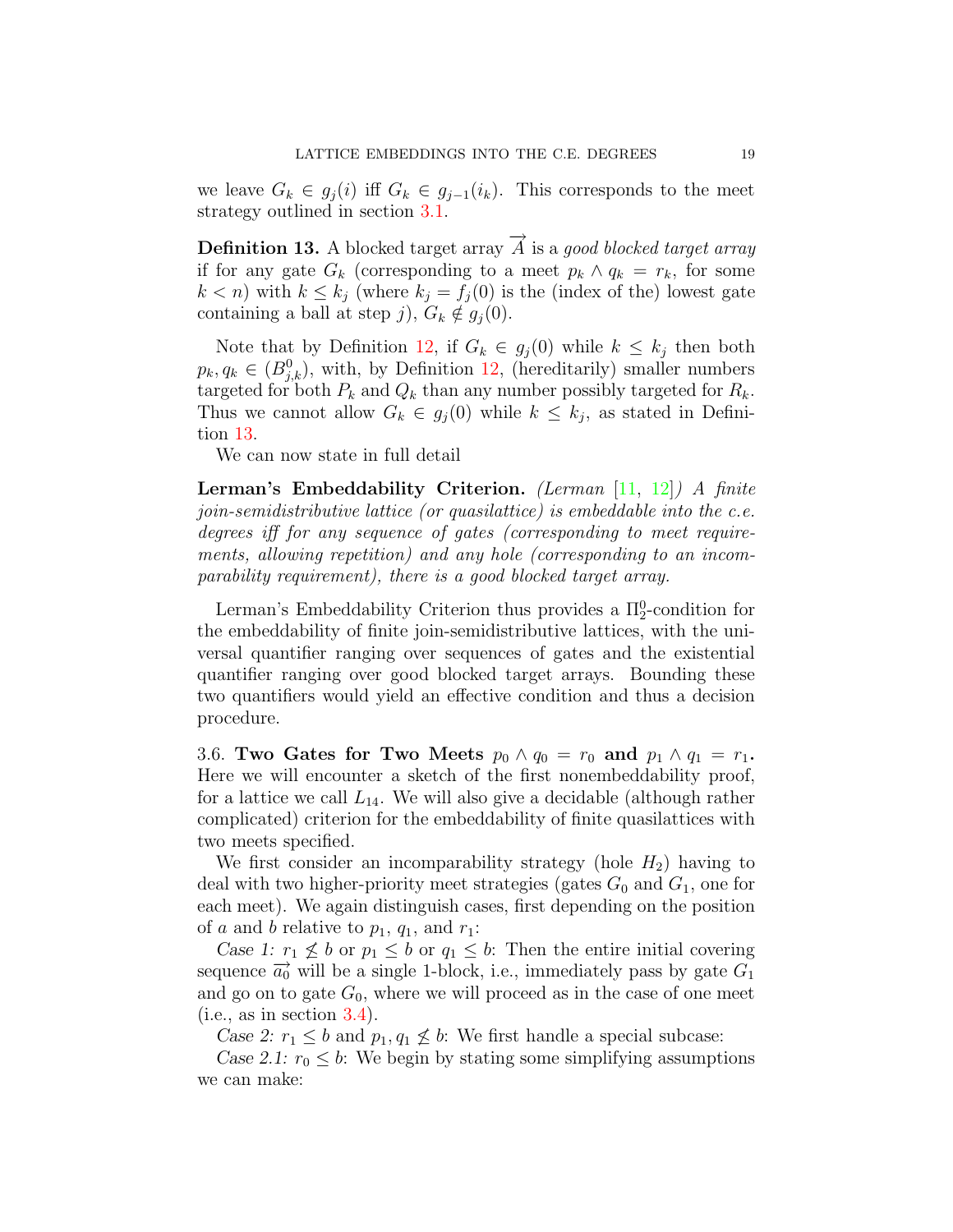we leave $G_k \in g_j(i)$ iff $G_k \in g_{j-1}(i_k)$. This corresponds to the meet strategy outlined in section 3.1.

**Definition 13.** A blocked target array $\overrightarrow{A}$ is a *good blocked target array* if for any gate $G_k$ (corresponding to a meet $p_k \wedge q_k = r_k$, for some $k < n$) with $k \leq k_j$ (where $k_j = f_j(0)$ is the (index of the) lowest gate containing a ball at step $j$), $G_k \notin g_j(0)$.

Note that by Definition 12, if $G_k \in g_j(0)$ while $k \leq k_j$ then both $p_k, q_k \in (B^0_{j,k})$, with, by Definition 12, (hereditarily) smaller numbers targeted for both $P_k$ and $Q_k$ than any number possibly targeted for $R_k$. Thus we cannot allow $G_k \in g_j(0)$ while $k \leq k_j$, as stated in Definition 13.

We can now state in full detail

**Lerman's Embeddability Criterion.** *(Lerman [11, 12]) A finite join-semidistributive lattice (or quasilattice) is embeddable into the c.e. degrees iff for any sequence of gates (corresponding to meet requirements, allowing repetition) and any hole (corresponding to an incomparability requirement), there is a good blocked target array.*

Lerman's Embeddability Criterion thus provides a $\Pi^0_2$-condition for the embeddability of finite join-semidistributive lattices, with the universal quantifier ranging over sequences of gates and the existential quantifier ranging over good blocked target arrays. Bounding these two quantifiers would yield an effective condition and thus a decision procedure.

3.6. **Two Gates for Two Meets $p_0 \wedge q_0 = r_0$ and $p_1 \wedge q_1 = r_1$.** Here we will encounter a sketch of the first nonembeddability proof, for a lattice we call $L_{14}$. We will also give a decidable (although rather complicated) criterion for the embeddability of finite quasilattices with two meets specified.

We first consider an incomparability strategy (hole $H_2$) having to deal with two higher-priority meet strategies (gates $G_0$ and $G_1$, one for each meet). We again distinguish cases, first depending on the position of $a$ and $b$ relative to $p_1$, $q_1$, and $r_1$:

*Case 1:* $r_1 \not\leq b$ or $p_1 \leq b$ or $q_1 \leq b$: Then the entire initial covering sequence $\overrightarrow{a_0}$ will be a single 1-block, i.e., immediately pass by gate $G_1$ and go on to gate $G_0$, where we will proceed as in the case of one meet (i.e., as in section 3.4).

*Case 2:* $r_1 \leq b$ and $p_1, q_1 \not\leq b$: We first handle a special subcase:

*Case 2.1:* $r_0 \leq b$: We begin by stating some simplifying assumptions we can make: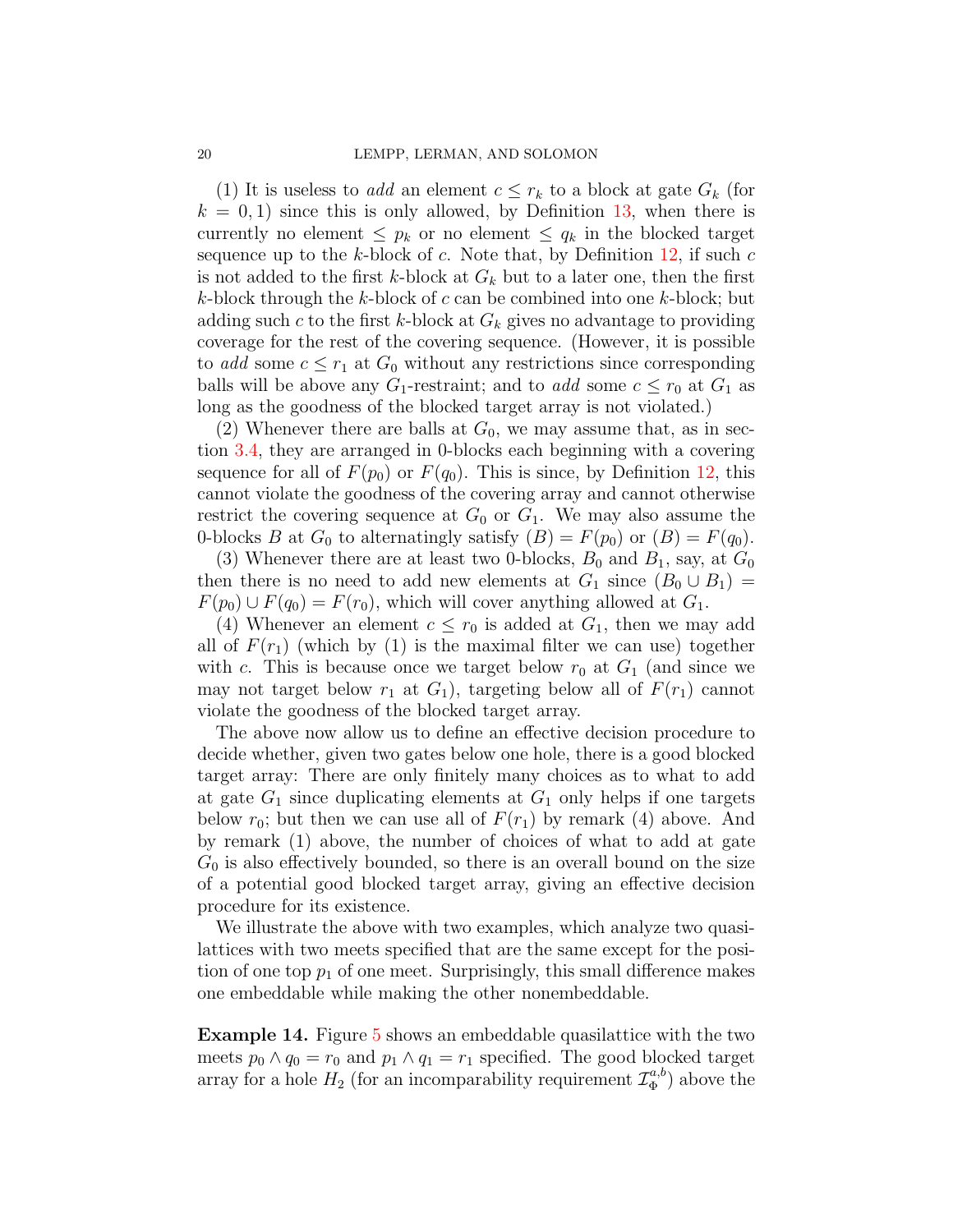(1) It is useless to *add* an element $c \leq r_k$ to a block at gate $G_k$ (for $k = 0, 1$) since this is only allowed, by Definition 13, when there is currently no element $\leq p_k$ or no element $\leq q_k$ in the blocked target sequence up to the $k$-block of $c$. Note that, by Definition 12, if such $c$ is not added to the first $k$-block at $G_k$ but to a later one, then the first $k$-block through the $k$-block of $c$ can be combined into one $k$-block; but adding such $c$ to the first $k$-block at $G_k$ gives no advantage to providing coverage for the rest of the covering sequence. (However, it is possible to *add* some $c \leq r_1$ at $G_0$ without any restrictions since corresponding balls will be above any $G_1$-restraint; and to *add* some $c \leq r_0$ at $G_1$ as long as the goodness of the blocked target array is not violated.)

(2) Whenever there are balls at $G_0$, we may assume that, as in section 3.4, they are arranged in 0-blocks each beginning with a covering sequence for all of $F(p_0)$ or $F(q_0)$. This is since, by Definition 12, this cannot violate the goodness of the covering array and cannot otherwise restrict the covering sequence at $G_0$ or $G_1$. We may also assume the 0-blocks $B$ at $G_0$ to alternatingly satisfy $(B) = F(p_0)$ or $(B) = F(q_0)$.

(3) Whenever there are at least two 0-blocks, $B_0$ and $B_1$, say, at $G_0$ then there is no need to add new elements at $G_1$ since $(B_0 \cup B_1) = F(p_0) \cup F(q_0) = F(r_0)$, which will cover anything allowed at $G_1$.

(4) Whenever an element $c \leq r_0$ is added at $G_1$, then we may add all of $F(r_1)$ (which by (1) is the maximal filter we can use) together with $c$. This is because once we target below $r_0$ at $G_1$ (and since we may not target below $r_1$ at $G_1$), targeting below all of $F(r_1)$ cannot violate the goodness of the blocked target array.

The above now allow us to define an effective decision procedure to decide whether, given two gates below one hole, there is a good blocked target array: There are only finitely many choices as to what to add at gate $G_1$ since duplicating elements at $G_1$ only helps if one targets below $r_0$; but then we can use all of $F(r_1)$ by remark (4) above. And by remark (1) above, the number of choices of what to add at gate $G_0$ is also effectively bounded, so there is an overall bound on the size of a potential good blocked target array, giving an effective decision procedure for its existence.

We illustrate the above with two examples, which analyze two quasilattices with two meets specified that are the same except for the position of one top $p_1$ of one meet. Surprisingly, this small difference makes one embeddable while making the other nonembeddable.

**Example 14.** Figure 5 shows an embeddable quasilattice with the two meets $p_0 \wedge q_0 = r_0$ and $p_1 \wedge q_1 = r_1$ specified. The good blocked target array for a hole $H_2$ (for an incomparability requirement $\mathcal{I}^{a,b}_{\Phi}$) above the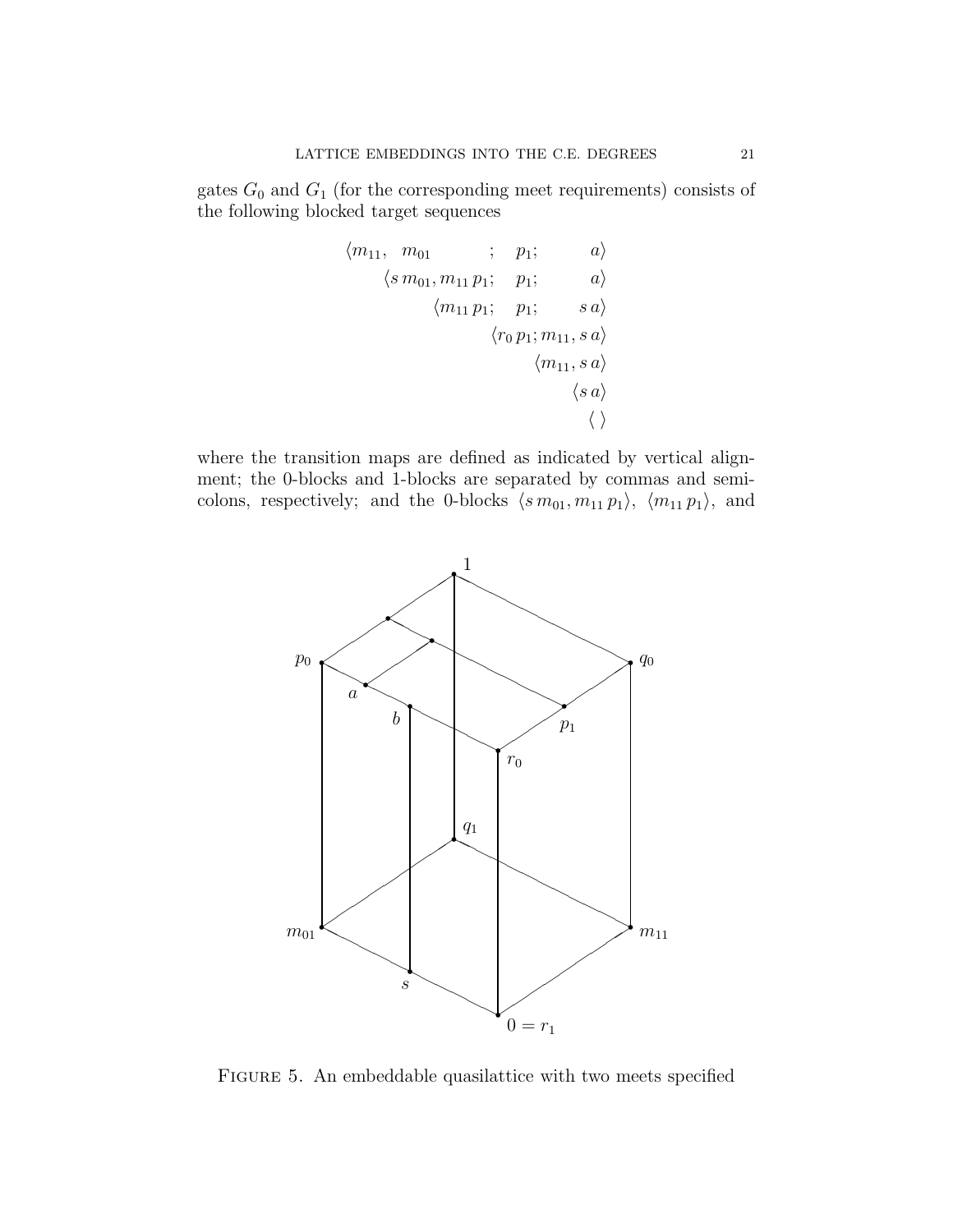gates $G_0$ and $G_1$ (for the corresponding meet requirements) consists of the following blocked target sequences

$$
\begin{array}{r}
\langle m_{11}, \quad m_{01} \qquad ; \quad p_1; \qquad a\rangle \\
\langle s\, m_{01}, m_{11}\, p_1; \quad p_1; \qquad a\rangle \\
\langle m_{11}\, p_1; \quad p_1; \qquad s\, a\rangle \\
\langle r_0\, p_1; m_{11}, s\, a\rangle \\
\langle m_{11}, s\, a\rangle \\
\langle s\, a\rangle \\
\langle\ \rangle
\end{array}
$$

where the transition maps are defined as indicated by vertical alignment; the 0-blocks and 1-blocks are separated by commas and semicolons, respectively; and the 0-blocks $\langle s\, m_{01}, m_{11}\, p_1\rangle$, $\langle m_{11}\, p_1\rangle$, and

Figure 5. An embeddable quasilattice with two meets specified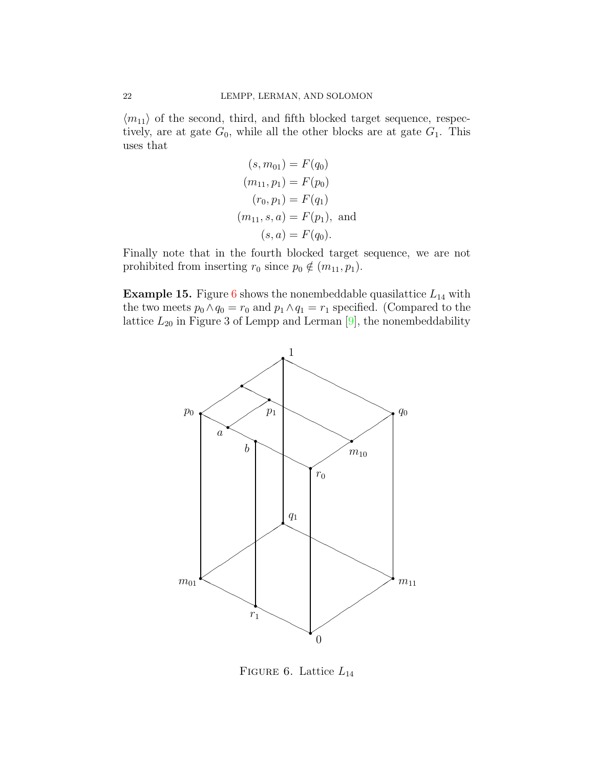$\langle m_{11} \rangle$ of the second, third, and fifth blocked target sequence, respectively, are at gate $G_0$, while all the other blocks are at gate $G_1$. This uses that

$$
\begin{aligned}
(s, m_{01}) &= F(q_0) \\
(m_{11}, p_1) &= F(p_0) \\
(r_0, p_1) &= F(q_1) \\
(m_{11}, s, a) &= F(p_1), \text{ and} \\
(s, a) &= F(q_0).
\end{aligned}
$$

Finally note that in the fourth blocked target sequence, we are not prohibited from inserting $r_0$ since $p_0 \notin (m_{11}, p_1)$.

**Example 15.** Figure 6 shows the nonembeddable quasilattice $L_{14}$ with the two meets $p_0 \wedge q_0 = r_0$ and $p_1 \wedge q_1 = r_1$ specified. (Compared to the lattice $L_{20}$ in Figure 3 of Lempp and Lerman [9], the nonembeddability

Figure 6. Lattice $L_{14}$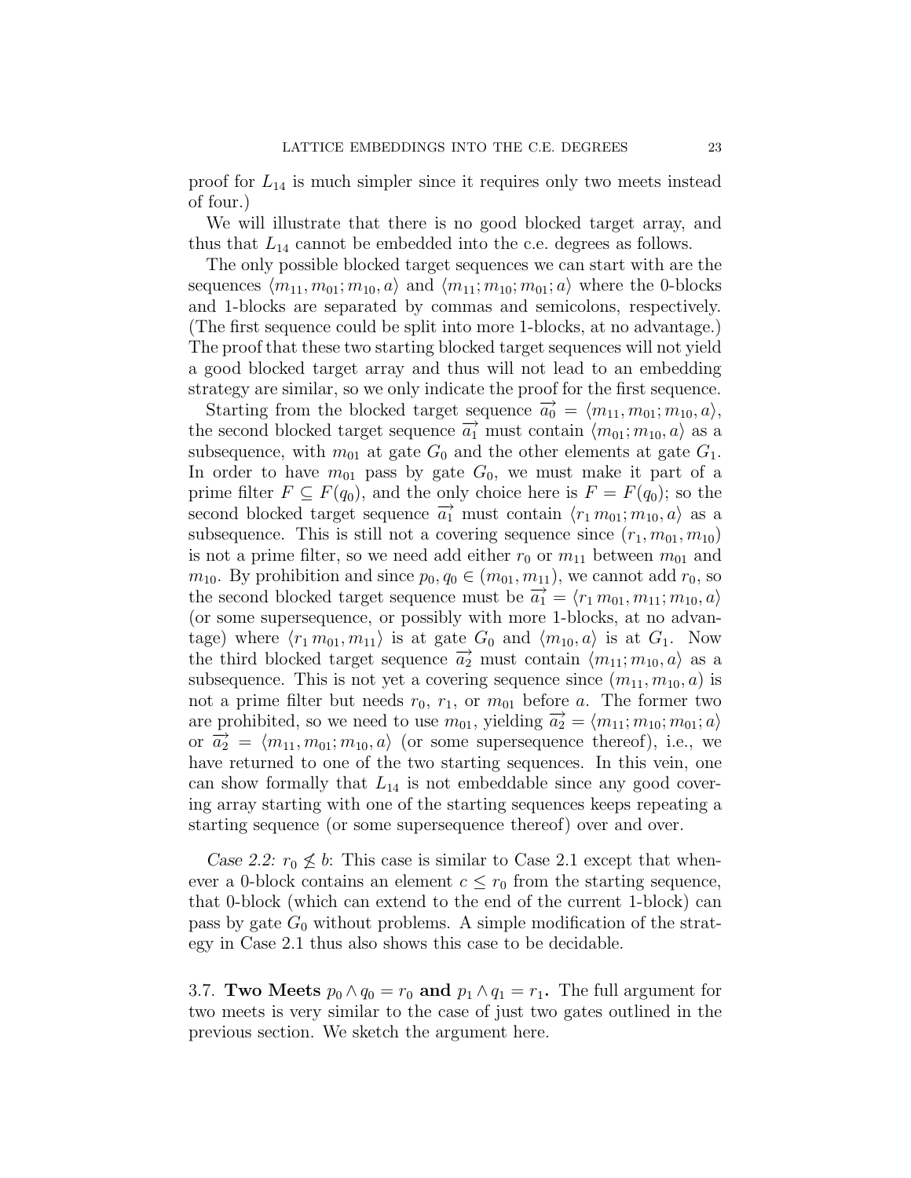proof for $L_{14}$ is much simpler since it requires only two meets instead of four.)

We will illustrate that there is no good blocked target array, and thus that $L_{14}$ cannot be embedded into the c.e. degrees as follows.

The only possible blocked target sequences we can start with are the sequences $\langle m_{11}, m_{01}; m_{10}, a \rangle$ and $\langle m_{11}; m_{10}; m_{01}; a \rangle$ where the 0-blocks and 1-blocks are separated by commas and semicolons, respectively. (The first sequence could be split into more 1-blocks, at no advantage.) The proof that these two starting blocked target sequences will not yield a good blocked target array and thus will not lead to an embedding strategy are similar, so we only indicate the proof for the first sequence.

Starting from the blocked target sequence $\overrightarrow{a_0} = \langle m_{11}, m_{01}; m_{10}, a \rangle$, the second blocked target sequence $\overrightarrow{a_1}$ must contain $\langle m_{01}; m_{10}, a \rangle$ as a subsequence, with $m_{01}$ at gate $G_0$ and the other elements at gate $G_1$. In order to have $m_{01}$ pass by gate $G_0$, we must make it part of a prime filter $F \subseteq F(q_0)$, and the only choice here is $F = F(q_0)$; so the second blocked target sequence $\overrightarrow{a_1}$ must contain $\langle r_1\, m_{01}; m_{10}, a \rangle$ as a subsequence. This is still not a covering sequence since $(r_1, m_{01}, m_{10})$ is not a prime filter, so we need add either $r_0$ or $m_{11}$ between $m_{01}$ and $m_{10}$. By prohibition and since $p_0, q_0 \in (m_{01}, m_{11})$, we cannot add $r_0$, so the second blocked target sequence must be $\overrightarrow{a_1} = \langle r_1\, m_{01}, m_{11}; m_{10}, a \rangle$ (or some supersequence, or possibly with more 1-blocks, at no advantage) where $\langle r_1\, m_{01}, m_{11} \rangle$ is at gate $G_0$ and $\langle m_{10}, a \rangle$ is at $G_1$. Now the third blocked target sequence $\overrightarrow{a_2}$ must contain $\langle m_{11}; m_{10}, a \rangle$ as a subsequence. This is not yet a covering sequence since $(m_{11}, m_{10}, a)$ is not a prime filter but needs $r_0$, $r_1$, or $m_{01}$ before $a$. The former two are prohibited, so we need to use $m_{01}$, yielding $\overrightarrow{a_2} = \langle m_{11}; m_{10}; m_{01}; a \rangle$ or $\overrightarrow{a_2} = \langle m_{11}, m_{01}; m_{10}, a \rangle$ (or some supersequence thereof), i.e., we have returned to one of the two starting sequences. In this vein, one can show formally that $L_{14}$ is not embeddable since any good covering array starting with one of the starting sequences keeps repeating a starting sequence (or some supersequence thereof) over and over.

*Case 2.2:* $r_0 \not\leq b$: This case is similar to Case 2.1 except that whenever a 0-block contains an element $c \leq r_0$ from the starting sequence, that 0-block (which can extend to the end of the current 1-block) can pass by gate $G_0$ without problems. A simple modification of the strategy in Case 2.1 thus also shows this case to be decidable.

### 3.7. Two Meets $p_0 \wedge q_0 = r_0$ and $p_1 \wedge q_1 = r_1$.

The full argument for two meets is very similar to the case of just two gates outlined in the previous section. We sketch the argument here.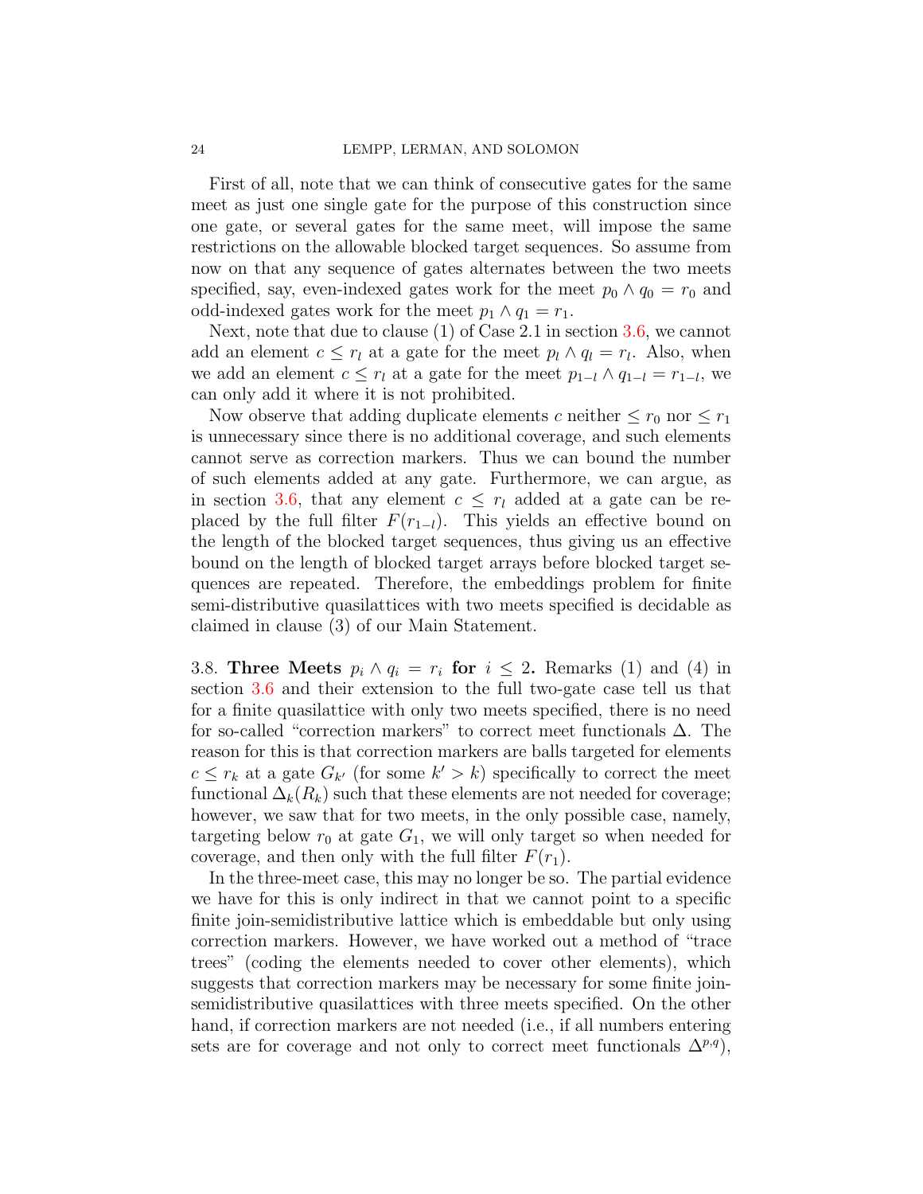First of all, note that we can think of consecutive gates for the same meet as just one single gate for the purpose of this construction since one gate, or several gates for the same meet, will impose the same restrictions on the allowable blocked target sequences. So assume from now on that any sequence of gates alternates between the two meets specified, say, even-indexed gates work for the meet $p_0 \wedge q_0 = r_0$ and odd-indexed gates work for the meet $p_1 \wedge q_1 = r_1$.

Next, note that due to clause (1) of Case 2.1 in section 3.6, we cannot add an element $c \leq r_l$ at a gate for the meet $p_l \wedge q_l = r_l$. Also, when we add an element $c \leq r_l$ at a gate for the meet $p_{1-l} \wedge q_{1-l} = r_{1-l}$, we can only add it where it is not prohibited.

Now observe that adding duplicate elements $c$ neither $\leq r_0$ nor $\leq r_1$ is unnecessary since there is no additional coverage, and such elements cannot serve as correction markers. Thus we can bound the number of such elements added at any gate. Furthermore, we can argue, as in section 3.6, that any element $c \leq r_l$ added at a gate can be replaced by the full filter $F(r_{1-l})$. This yields an effective bound on the length of the blocked target sequences, thus giving us an effective bound on the length of blocked target arrays before blocked target sequences are repeated. Therefore, the embeddings problem for finite semi-distributive quasilattices with two meets specified is decidable as claimed in clause (3) of our Main Statement.

3.8. **Three Meets $p_i \wedge q_i = r_i$ for $i \leq 2$.** Remarks (1) and (4) in section 3.6 and their extension to the full two-gate case tell us that for a finite quasilattice with only two meets specified, there is no need for so-called "correction markers" to correct meet functionals $\Delta$. The reason for this is that correction markers are balls targeted for elements $c \leq r_k$ at a gate $G_{k'}$ (for some $k' > k$) specifically to correct the meet functional $\Delta_k(R_k)$ such that these elements are not needed for coverage; however, we saw that for two meets, in the only possible case, namely, targeting below $r_0$ at gate $G_1$, we will only target so when needed for coverage, and then only with the full filter $F(r_1)$.

In the three-meet case, this may no longer be so. The partial evidence we have for this is only indirect in that we cannot point to a specific finite join-semidistributive lattice which is embeddable but only using correction markers. However, we have worked out a method of "trace trees" (coding the elements needed to cover other elements), which suggests that correction markers may be necessary for some finite join-semidistributive quasilattices with three meets specified. On the other hand, if correction markers are not needed (i.e., if all numbers entering sets are for coverage and not only to correct meet functionals $\Delta^{p,q}$),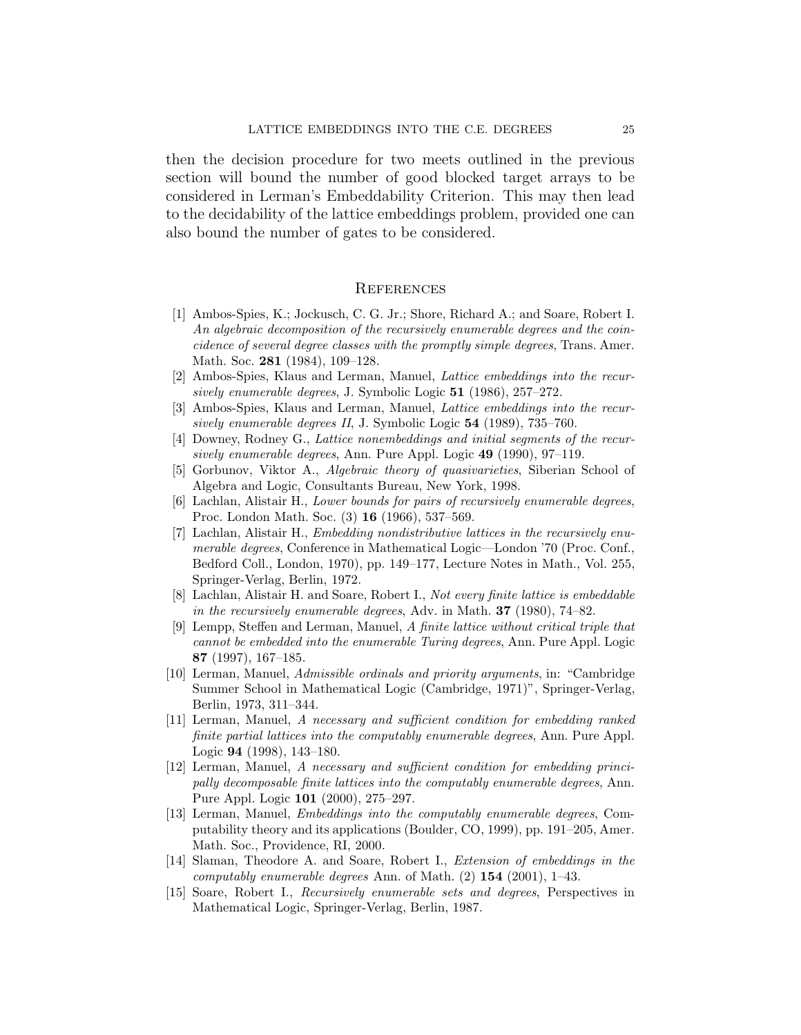then the decision procedure for two meets outlined in the previous section will bound the number of good blocked target arrays to be considered in Lerman's Embeddability Criterion. This may then lead to the decidability of the lattice embeddings problem, provided one can also bound the number of gates to be considered.

## References

[1] Ambos-Spies, K.; Jockusch, C. G. Jr.; Shore, Richard A.; and Soare, Robert I. *An algebraic decomposition of the recursively enumerable degrees and the coincidence of several degree classes with the promptly simple degrees*, Trans. Amer. Math. Soc. **281** (1984), 109–128.

[2] Ambos-Spies, Klaus and Lerman, Manuel, *Lattice embeddings into the recursively enumerable degrees*, J. Symbolic Logic **51** (1986), 257–272.

[3] Ambos-Spies, Klaus and Lerman, Manuel, *Lattice embeddings into the recursively enumerable degrees II*, J. Symbolic Logic **54** (1989), 735–760.

[4] Downey, Rodney G., *Lattice nonembeddings and initial segments of the recursively enumerable degrees*, Ann. Pure Appl. Logic **49** (1990), 97–119.

[5] Gorbunov, Viktor A., *Algebraic theory of quasivarieties*, Siberian School of Algebra and Logic, Consultants Bureau, New York, 1998.

[6] Lachlan, Alistair H., *Lower bounds for pairs of recursively enumerable degrees*, Proc. London Math. Soc. (3) **16** (1966), 537–569.

[7] Lachlan, Alistair H., *Embedding nondistributive lattices in the recursively enumerable degrees*, Conference in Mathematical Logic—London '70 (Proc. Conf., Bedford Coll., London, 1970), pp. 149–177, Lecture Notes in Math., Vol. 255, Springer-Verlag, Berlin, 1972.

[8] Lachlan, Alistair H. and Soare, Robert I., *Not every finite lattice is embeddable in the recursively enumerable degrees*, Adv. in Math. **37** (1980), 74–82.

[9] Lempp, Steffen and Lerman, Manuel, *A finite lattice without critical triple that cannot be embedded into the enumerable Turing degrees*, Ann. Pure Appl. Logic **87** (1997), 167–185.

[10] Lerman, Manuel, *Admissible ordinals and priority arguments*, in: "Cambridge Summer School in Mathematical Logic (Cambridge, 1971)", Springer-Verlag, Berlin, 1973, 311–344.

[11] Lerman, Manuel, *A necessary and sufficient condition for embedding ranked finite partial lattices into the computably enumerable degrees*, Ann. Pure Appl. Logic **94** (1998), 143–180.

[12] Lerman, Manuel, *A necessary and sufficient condition for embedding principally decomposable finite lattices into the computably enumerable degrees*, Ann. Pure Appl. Logic **101** (2000), 275–297.

[13] Lerman, Manuel, *Embeddings into the computably enumerable degrees*, Computability theory and its applications (Boulder, CO, 1999), pp. 191–205, Amer. Math. Soc., Providence, RI, 2000.

[14] Slaman, Theodore A. and Soare, Robert I., *Extension of embeddings in the computably enumerable degrees* Ann. of Math. (2) **154** (2001), 1–43.

[15] Soare, Robert I., *Recursively enumerable sets and degrees*, Perspectives in Mathematical Logic, Springer-Verlag, Berlin, 1987.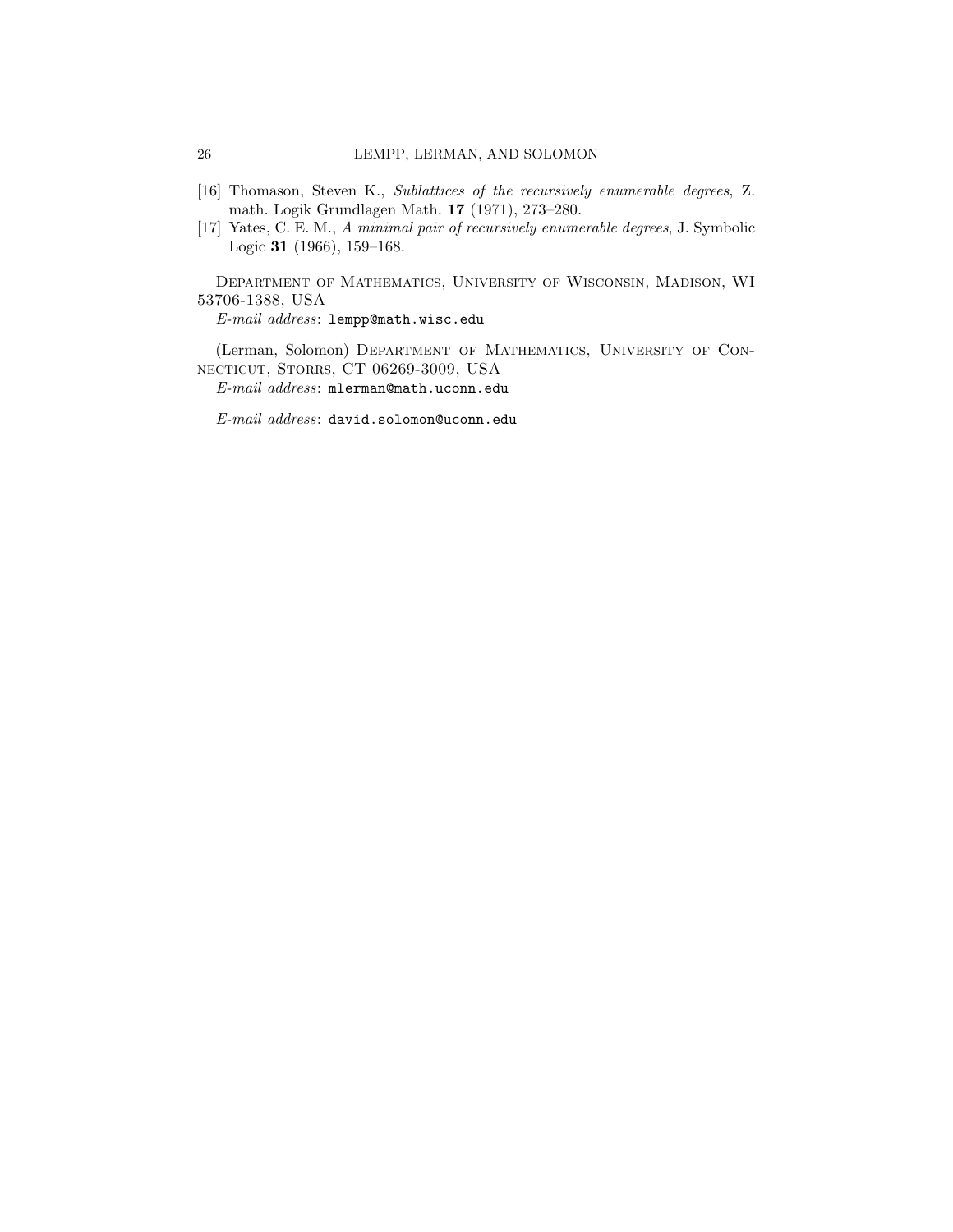[16] Thomason, Steven K., *Sublattices of the recursively enumerable degrees*, Z. math. Logik Grundlagen Math. **17** (1971), 273–280.

[17] Yates, C. E. M., *A minimal pair of recursively enumerable degrees*, J. Symbolic Logic **31** (1966), 159–168.

Department of Mathematics, University of Wisconsin, Madison, WI 53706-1388, USA

*E-mail address*: `lempp@math.wisc.edu`

(Lerman, Solomon) Department of Mathematics, University of Connecticut, Storrs, CT 06269-3009, USA

*E-mail address*: `mlerman@math.uconn.edu`

*E-mail address*: `david.solomon@uconn.edu`